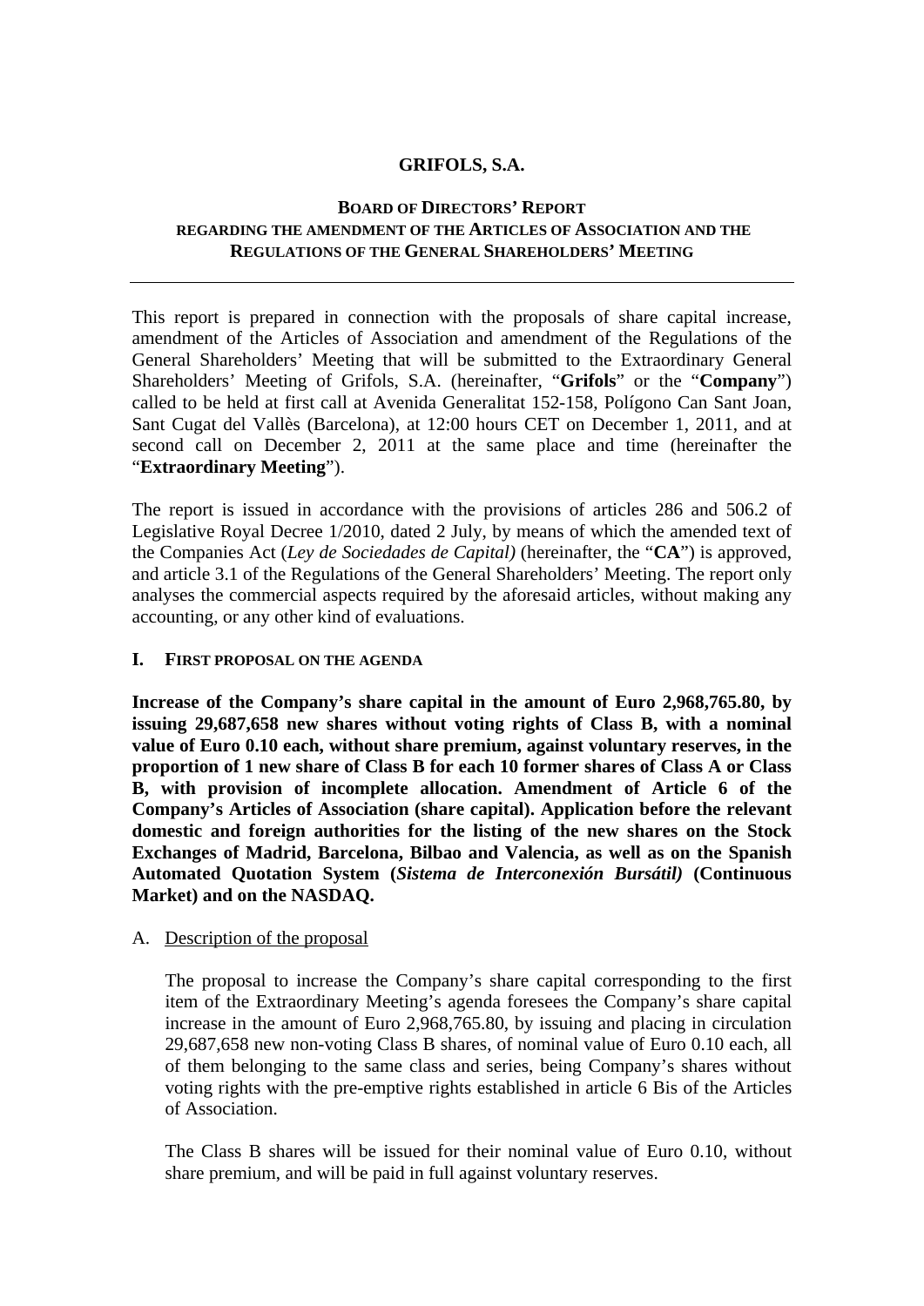# GRIFOLS, S.A.

## BOARD OF DIRECTORS' REPORT REGARDING THE AMENDMENT OF THE ARTICLES OF ASSOCIATION AND THE REGULATIONS OF THE GENERAL SHAREHOLDERS' MEETING

---

This report is prepared in connection with the proposals of share capital increase, amendment of the Articles of Association and amendment of the Regulations of the General Shareholders' Meeting that will be submitted to the Extraordinary General Shareholders' Meeting of Grifols, S.A. (hereinafter, "**Grifols**" or the "**Company**") called to be held at first call at Avenida Generalitat 152-158, Polígono Can Sant Joan, Sant Cugat del Vallès (Barcelona), at 12:00 hours CET on December 1, 2011, and at second call on December 2, 2011 at the same place and time (hereinafter the "**Extraordinary Meeting**").

The report is issued in accordance with the provisions of articles 286 and 506.2 of Legislative Royal Decree 1/2010, dated 2 July, by means of which the amended text of the Companies Act (*Ley de Sociedades de Capital)* (hereinafter, the "**CA**") is approved, and article 3.1 of the Regulations of the General Shareholders' Meeting. The report only analyses the commercial aspects required by the aforesaid articles, without making any accounting, or any other kind of evaluations.

### I. FIRST PROPOSAL ON THE AGENDA

**Increase of the Company's share capital in the amount of Euro 2,968,765.80, by issuing 29,687,658 new shares without voting rights of Class B, with a nominal value of Euro 0.10 each, without share premium, against voluntary reserves, in the proportion of 1 new share of Class B for each 10 former shares of Class A or Class B, with provision of incomplete allocation. Amendment of Article 6 of the Company's Articles of Association (share capital). Application before the relevant domestic and foreign authorities for the listing of the new shares on the Stock Exchanges of Madrid, Barcelona, Bilbao and Valencia, as well as on the Spanish Automated Quotation System (*Sistema de Interconexión Bursátil)* (Continuous Market) and on the NASDAQ.**

A. Description of the proposal

The proposal to increase the Company's share capital corresponding to the first item of the Extraordinary Meeting's agenda foresees the Company's share capital increase in the amount of Euro 2,968,765.80, by issuing and placing in circulation 29,687,658 new non-voting Class B shares, of nominal value of Euro 0.10 each, all of them belonging to the same class and series, being Company's shares without voting rights with the pre-emptive rights established in article 6 Bis of the Articles of Association.

The Class B shares will be issued for their nominal value of Euro 0.10, without share premium, and will be paid in full against voluntary reserves.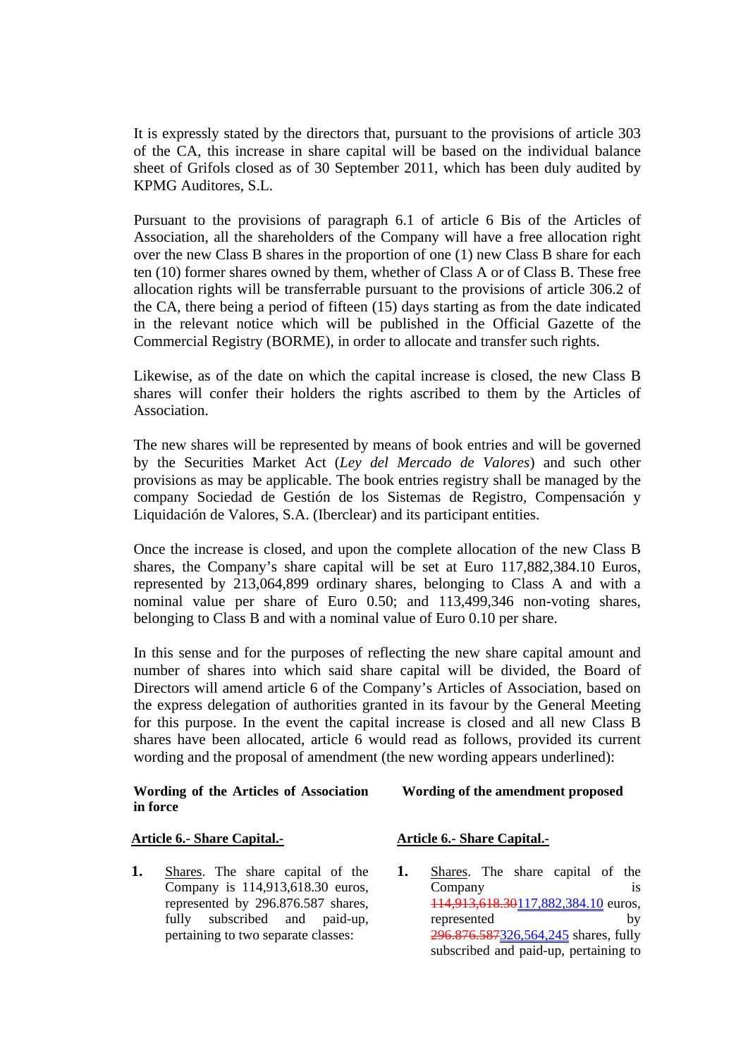It is expressly stated by the directors that, pursuant to the provisions of article 303 of the CA, this increase in share capital will be based on the individual balance sheet of Grifols closed as of 30 September 2011, which has been duly audited by KPMG Auditores, S.L.

Pursuant to the provisions of paragraph 6.1 of article 6 Bis of the Articles of Association, all the shareholders of the Company will have a free allocation right over the new Class B shares in the proportion of one (1) new Class B share for each ten (10) former shares owned by them, whether of Class A or of Class B. These free allocation rights will be transferrable pursuant to the provisions of article 306.2 of the CA, there being a period of fifteen (15) days starting as from the date indicated in the relevant notice which will be published in the Official Gazette of the Commercial Registry (BORME), in order to allocate and transfer such rights.

Likewise, as of the date on which the capital increase is closed, the new Class B shares will confer their holders the rights ascribed to them by the Articles of Association.

The new shares will be represented by means of book entries and will be governed by the Securities Market Act (*Ley del Mercado de Valores*) and such other provisions as may be applicable. The book entries registry shall be managed by the company Sociedad de Gestión de los Sistemas de Registro, Compensación y Liquidación de Valores, S.A. (Iberclear) and its participant entities.

Once the increase is closed, and upon the complete allocation of the new Class B shares, the Company's share capital will be set at Euro 117,882,384.10 Euros, represented by 213,064,899 ordinary shares, belonging to Class A and with a nominal value per share of Euro 0.50; and 113,499,346 non-voting shares, belonging to Class B and with a nominal value of Euro 0.10 per share.

In this sense and for the purposes of reflecting the new share capital amount and number of shares into which said share capital will be divided, the Board of Directors will amend article 6 of the Company's Articles of Association, based on the express delegation of authorities granted in its favour by the General Meeting for this purpose. In the event the capital increase is closed and all new Class B shares have been allocated, article 6 would read as follows, provided its current wording and the proposal of amendment (the new wording appears underlined):

| **Wording of the Articles of Association in force** | **Wording of the amendment proposed** |
|---|---|
| **Article 6.- Share Capital.-** | **Article 6.- Share Capital.-** |
| **1.** Shares. The share capital of the Company is 114,913,618.30 euros, represented by 296.876.587 shares, fully subscribed and paid-up, pertaining to two separate classes: | **1.** Shares. The share capital of the Company is ~~114,913,618.30~~117,882,384.10 euros, represented by ~~296.876.587~~326,564,245 shares, fully subscribed and paid-up, pertaining to |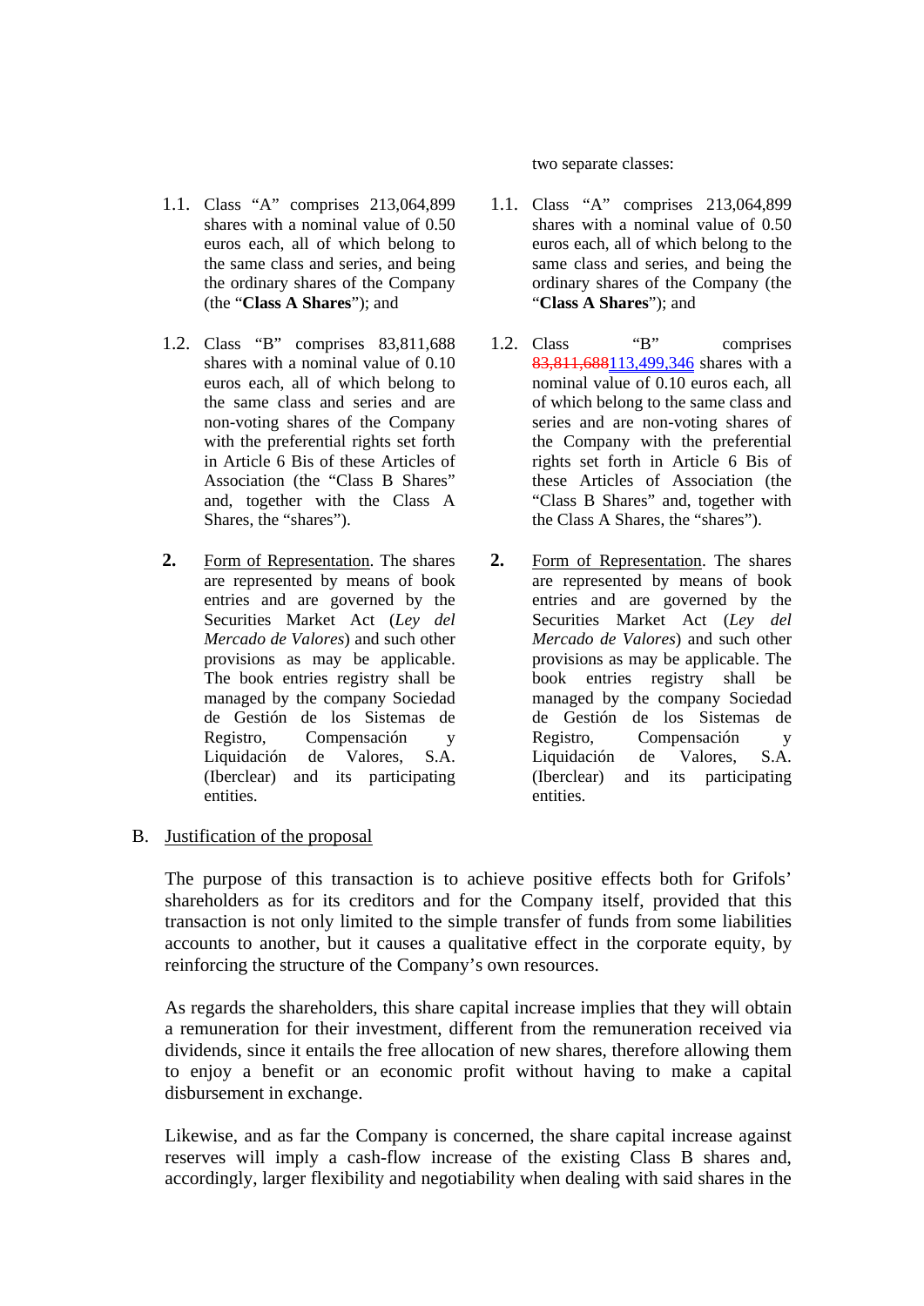two separate classes:

| | |
|---|---|
| 1.1. Class "A" comprises 213,064,899 shares with a nominal value of 0.50 euros each, all of which belong to the same class and series, and being the ordinary shares of the Company (the "**Class A Shares**"); and | 1.1. Class "A" comprises 213,064,899 shares with a nominal value of 0.50 euros each, all of which belong to the same class and series, and being the ordinary shares of the Company (the "**Class A Shares**"); and |
| 1.2. Class "B" comprises 83,811,688 shares with a nominal value of 0.10 euros each, all of which belong to the same class and series and are non-voting shares of the Company with the preferential rights set forth in Article 6 Bis of these Articles of Association (the "Class B Shares" and, together with the Class A Shares, the "shares"). | 1.2. Class "B" comprises ~~83,811,688~~<u>113,499,346</u> shares with a nominal value of 0.10 euros each, all of which belong to the same class and series and are non-voting shares of the Company with the preferential rights set forth in Article 6 Bis of these Articles of Association (the "Class B Shares" and, together with the Class A Shares, the "shares"). |
| **2.** <u>Form of Representation</u>. The shares are represented by means of book entries and are governed by the Securities Market Act (*Ley del Mercado de Valores*) and such other provisions as may be applicable. The book entries registry shall be managed by the company Sociedad de Gestión de los Sistemas de Registro, Compensación y Liquidación de Valores, S.A. (Iberclear) and its participating entities. | **2.** <u>Form of Representation</u>. The shares are represented by means of book entries and are governed by the Securities Market Act (*Ley del Mercado de Valores*) and such other provisions as may be applicable. The book entries registry shall be managed by the company Sociedad de Gestión de los Sistemas de Registro, Compensación y Liquidación de Valores, S.A. (Iberclear) and its participating entities. |

B. <u>Justification of the proposal</u>

The purpose of this transaction is to achieve positive effects both for Grifols' shareholders as for its creditors and for the Company itself, provided that this transaction is not only limited to the simple transfer of funds from some liabilities accounts to another, but it causes a qualitative effect in the corporate equity, by reinforcing the structure of the Company's own resources.

As regards the shareholders, this share capital increase implies that they will obtain a remuneration for their investment, different from the remuneration received via dividends, since it entails the free allocation of new shares, therefore allowing them to enjoy a benefit or an economic profit without having to make a capital disbursement in exchange.

Likewise, and as far the Company is concerned, the share capital increase against reserves will imply a cash-flow increase of the existing Class B shares and, accordingly, larger flexibility and negotiability when dealing with said shares in the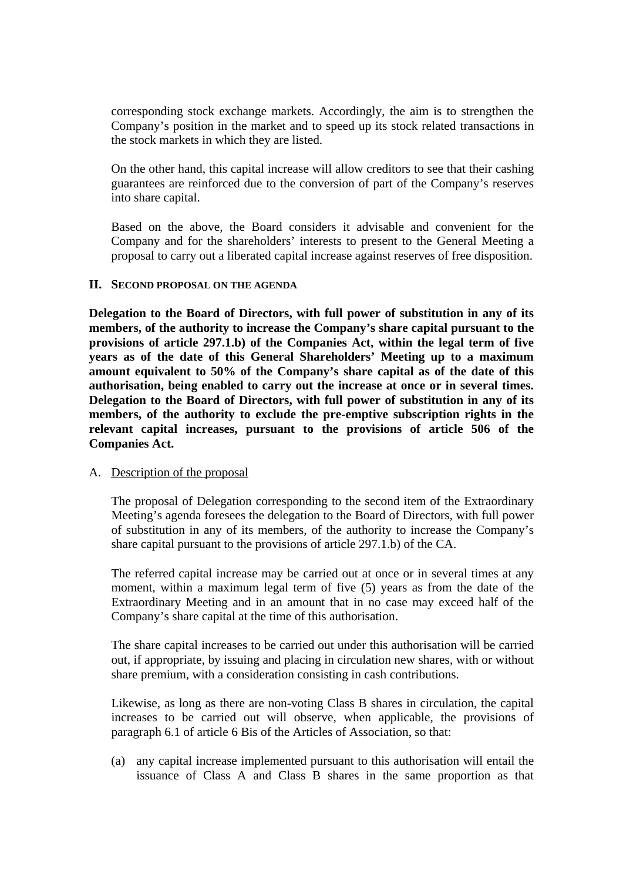corresponding stock exchange markets. Accordingly, the aim is to strengthen the Company's position in the market and to speed up its stock related transactions in the stock markets in which they are listed.

On the other hand, this capital increase will allow creditors to see that their cashing guarantees are reinforced due to the conversion of part of the Company's reserves into share capital.

Based on the above, the Board considers it advisable and convenient for the Company and for the shareholders' interests to present to the General Meeting a proposal to carry out a liberated capital increase against reserves of free disposition.

## II. SECOND PROPOSAL ON THE AGENDA

**Delegation to the Board of Directors, with full power of substitution in any of its members, of the authority to increase the Company's share capital pursuant to the provisions of article 297.1.b) of the Companies Act, within the legal term of five years as of the date of this General Shareholders' Meeting up to a maximum amount equivalent to 50% of the Company's share capital as of the date of this authorisation, being enabled to carry out the increase at once or in several times. Delegation to the Board of Directors, with full power of substitution in any of its members, of the authority to exclude the pre-emptive subscription rights in the relevant capital increases, pursuant to the provisions of article 506 of the Companies Act.**

A. Description of the proposal

The proposal of Delegation corresponding to the second item of the Extraordinary Meeting's agenda foresees the delegation to the Board of Directors, with full power of substitution in any of its members, of the authority to increase the Company's share capital pursuant to the provisions of article 297.1.b) of the CA.

The referred capital increase may be carried out at once or in several times at any moment, within a maximum legal term of five (5) years as from the date of the Extraordinary Meeting and in an amount that in no case may exceed half of the Company's share capital at the time of this authorisation.

The share capital increases to be carried out under this authorisation will be carried out, if appropriate, by issuing and placing in circulation new shares, with or without share premium, with a consideration consisting in cash contributions.

Likewise, as long as there are non-voting Class B shares in circulation, the capital increases to be carried out will observe, when applicable, the provisions of paragraph 6.1 of article 6 Bis of the Articles of Association, so that:

(a) any capital increase implemented pursuant to this authorisation will entail the issuance of Class A and Class B shares in the same proportion as that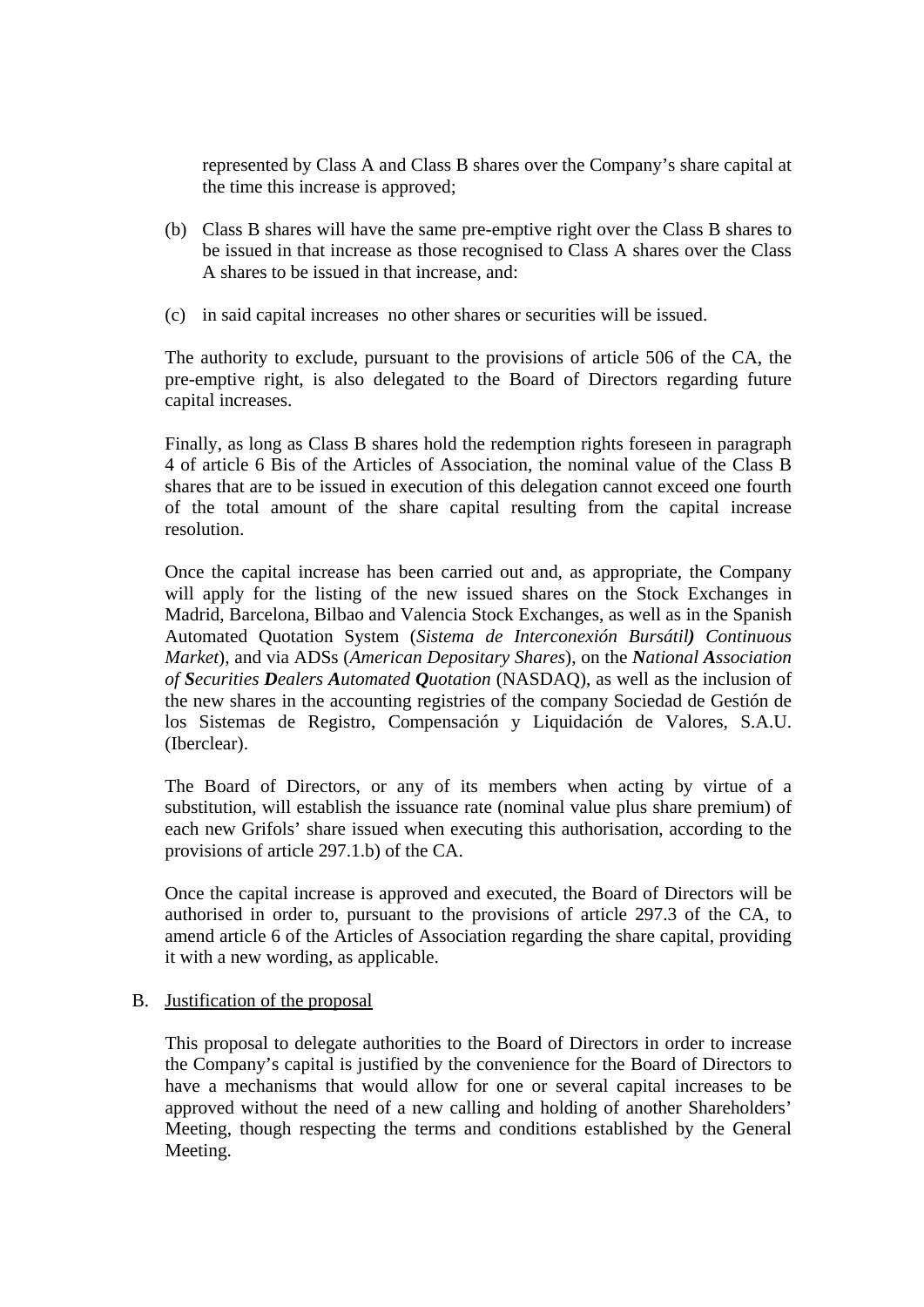represented by Class A and Class B shares over the Company's share capital at the time this increase is approved;

(b) Class B shares will have the same pre-emptive right over the Class B shares to be issued in that increase as those recognised to Class A shares over the Class A shares to be issued in that increase, and:

(c) in said capital increases no other shares or securities will be issued.

The authority to exclude, pursuant to the provisions of article 506 of the CA, the pre-emptive right, is also delegated to the Board of Directors regarding future capital increases.

Finally, as long as Class B shares hold the redemption rights foreseen in paragraph 4 of article 6 Bis of the Articles of Association, the nominal value of the Class B shares that are to be issued in execution of this delegation cannot exceed one fourth of the total amount of the share capital resulting from the capital increase resolution.

Once the capital increase has been carried out and, as appropriate, the Company will apply for the listing of the new issued shares on the Stock Exchanges in Madrid, Barcelona, Bilbao and Valencia Stock Exchanges, as well as in the Spanish Automated Quotation System (*Sistema de Interconexión Bursátil**)** *Continuous Market*), and via ADSs (*American Depositary Shares*), on the ***N****ational* ***A****ssociation of* ***S****ecurities* ***D****ealers* ***A****utomated* ***Q****uotation* (NASDAQ), as well as the inclusion of the new shares in the accounting registries of the company Sociedad de Gestión de los Sistemas de Registro, Compensación y Liquidación de Valores, S.A.U. (Iberclear).

The Board of Directors, or any of its members when acting by virtue of a substitution, will establish the issuance rate (nominal value plus share premium) of each new Grifols' share issued when executing this authorisation, according to the provisions of article 297.1.b) of the CA.

Once the capital increase is approved and executed, the Board of Directors will be authorised in order to, pursuant to the provisions of article 297.3 of the CA, to amend article 6 of the Articles of Association regarding the share capital, providing it with a new wording, as applicable.

B. Justification of the proposal

This proposal to delegate authorities to the Board of Directors in order to increase the Company's capital is justified by the convenience for the Board of Directors to have a mechanisms that would allow for one or several capital increases to be approved without the need of a new calling and holding of another Shareholders' Meeting, though respecting the terms and conditions established by the General Meeting.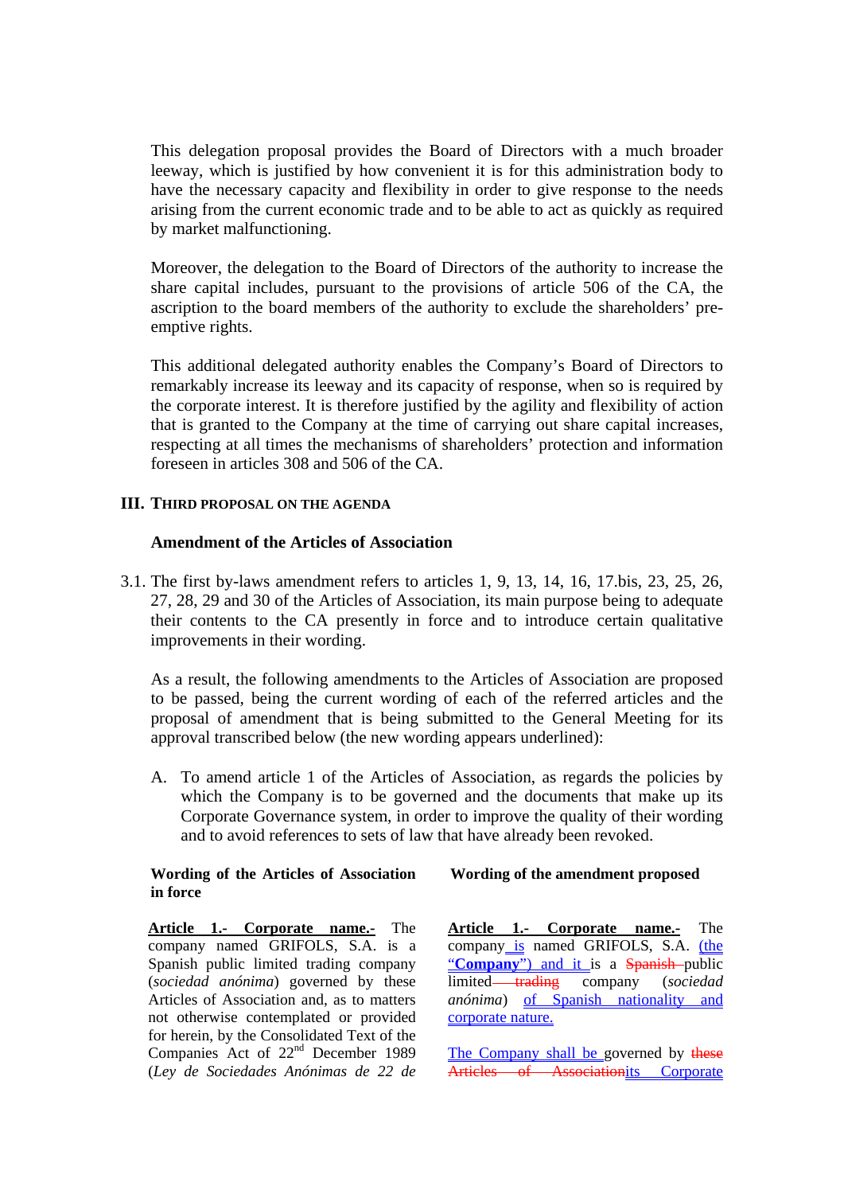This delegation proposal provides the Board of Directors with a much broader leeway, which is justified by how convenient it is for this administration body to have the necessary capacity and flexibility in order to give response to the needs arising from the current economic trade and to be able to act as quickly as required by market malfunctioning.

Moreover, the delegation to the Board of Directors of the authority to increase the share capital includes, pursuant to the provisions of article 506 of the CA, the ascription to the board members of the authority to exclude the shareholders' pre-emptive rights.

This additional delegated authority enables the Company's Board of Directors to remarkably increase its leeway and its capacity of response, when so is required by the corporate interest. It is therefore justified by the agility and flexibility of action that is granted to the Company at the time of carrying out share capital increases, respecting at all times the mechanisms of shareholders' protection and information foreseen in articles 308 and 506 of the CA.

## III. THIRD PROPOSAL ON THE AGENDA

**Amendment of the Articles of Association**

3.1. The first by-laws amendment refers to articles 1, 9, 13, 14, 16, 17.bis, 23, 25, 26, 27, 28, 29 and 30 of the Articles of Association, its main purpose being to adequate their contents to the CA presently in force and to introduce certain qualitative improvements in their wording.

As a result, the following amendments to the Articles of Association are proposed to be passed, being the current wording of each of the referred articles and the proposal of amendment that is being submitted to the General Meeting for its approval transcribed below (the new wording appears underlined):

A. To amend article 1 of the Articles of Association, as regards the policies by which the Company is to be governed and the documents that make up its Corporate Governance system, in order to improve the quality of their wording and to avoid references to sets of law that have already been revoked.

| Wording of the Articles of Association in force | Wording of the amendment proposed |
|---|---|
| **Article 1.- Corporate name.-** The company named GRIFOLS, S.A. is a Spanish public limited trading company (*sociedad anónima*) governed by these Articles of Association and, as to matters not otherwise contemplated or provided for herein, by the Consolidated Text of the Companies Act of 22nd December 1989 (*Ley de Sociedades Anónimas de 22 de* | **Article 1.- Corporate name.-** The company is named GRIFOLS, S.A. (the "**Company**") and it is a ~~Spanish~~ public limited ~~trading~~ company (*sociedad anónima*) of Spanish nationality and corporate nature. The Company shall be governed by ~~these Articles of Association~~its Corporate |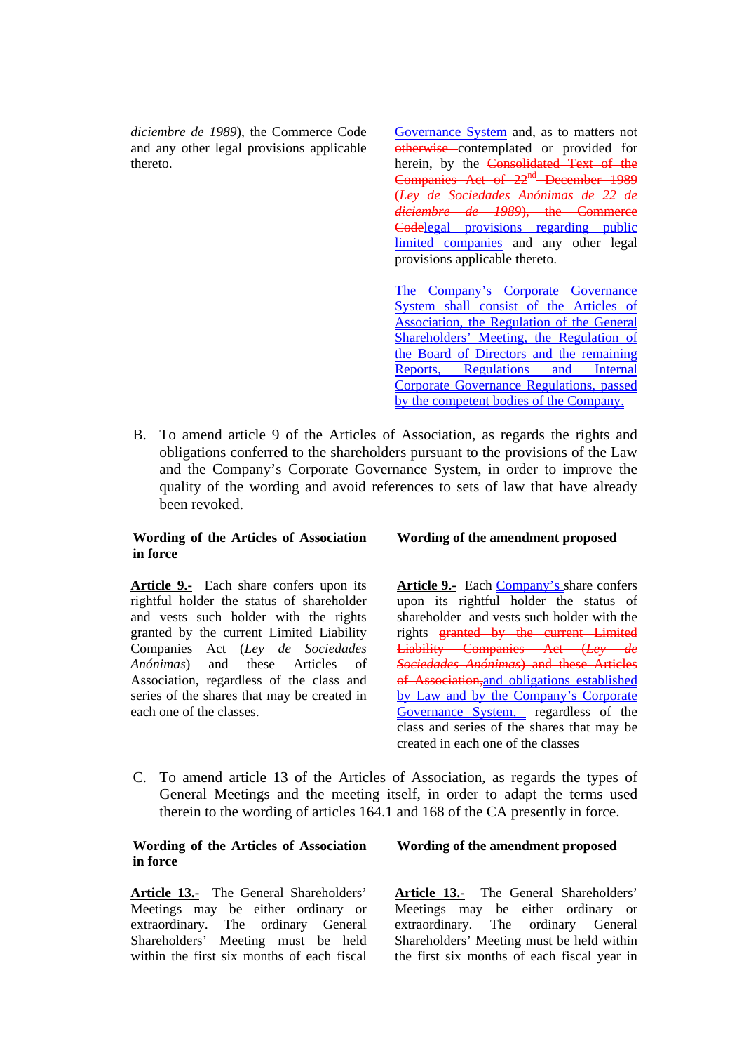| | |
|---|---|
| *diciembre de 1989*), the Commerce Code and any other legal provisions applicable thereto. | Governance System and, as to matters not ~~otherwise~~ contemplated or provided for herein, by the ~~Consolidated Text of the Companies Act of 22nd December 1989 (*Ley de Sociedades Anónimas de 22 de diciembre de 1989*), the Commerce Code~~legal provisions regarding public limited companies and any other legal provisions applicable thereto.<br><br>The Company's Corporate Governance System shall consist of the Articles of Association, the Regulation of the General Shareholders' Meeting, the Regulation of the Board of Directors and the remaining Reports, Regulations and Internal Corporate Governance Regulations, passed by the competent bodies of the Company. |

B. To amend article 9 of the Articles of Association, as regards the rights and obligations conferred to the shareholders pursuant to the provisions of the Law and the Company's Corporate Governance System, in order to improve the quality of the wording and avoid references to sets of law that have already been revoked.

| Wording of the Articles of Association in force | Wording of the amendment proposed |
|---|---|
| **Article 9.-** Each share confers upon its rightful holder the status of shareholder and vests such holder with the rights granted by the current Limited Liability Companies Act (*Ley de Sociedades Anónimas*) and these Articles of Association, regardless of the class and series of the shares that may be created in each one of the classes. | **Article 9.-** Each Company's share confers upon its rightful holder the status of shareholder and vests such holder with the rights ~~granted by the current Limited Liability Companies Act (*Ley de Sociedades Anónimas*) and these Articles of Association,~~and obligations established by Law and by the Company's Corporate Governance System, regardless of the class and series of the shares that may be created in each one of the classes |

C. To amend article 13 of the Articles of Association, as regards the types of General Meetings and the meeting itself, in order to adapt the terms used therein to the wording of articles 164.1 and 168 of the CA presently in force.

| Wording of the Articles of Association in force | Wording of the amendment proposed |
|---|---|
| **Article 13.-** The General Shareholders' Meetings may be either ordinary or extraordinary. The ordinary General Shareholders' Meeting must be held within the first six months of each fiscal | **Article 13.-** The General Shareholders' Meetings may be either ordinary or extraordinary. The ordinary General Shareholders' Meeting must be held within the first six months of each fiscal year in |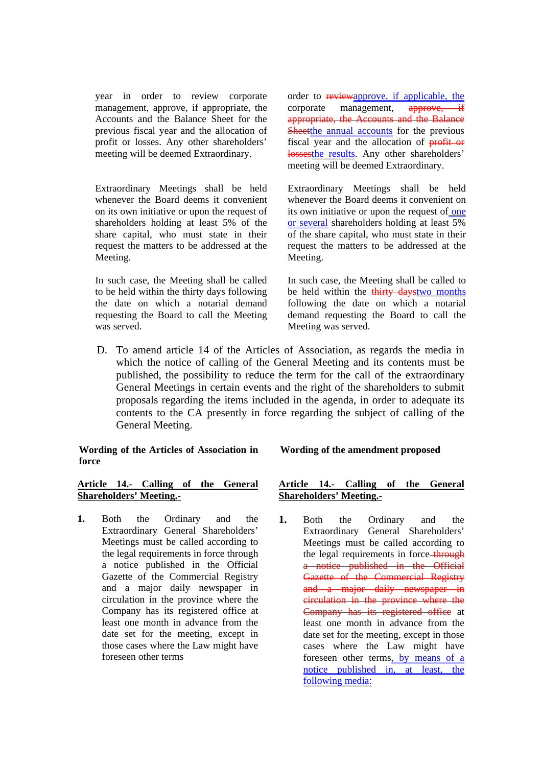| | |
|---|---|
| year in order to review corporate management, approve, if appropriate, the Accounts and the Balance Sheet for the previous fiscal year and the allocation of profit or losses. Any other shareholders' meeting will be deemed Extraordinary. | order to ~~review~~approve, if applicable, the corporate management, ~~approve, if appropriate, the Accounts and the Balance Sheet~~the annual accounts for the previous fiscal year and the allocation of ~~profit or losses~~the results. Any other shareholders' meeting will be deemed Extraordinary. |
| Extraordinary Meetings shall be held whenever the Board deems it convenient on its own initiative or upon the request of shareholders holding at least 5% of the share capital, who must state in their request the matters to be addressed at the Meeting. | Extraordinary Meetings shall be held whenever the Board deems it convenient on its own initiative or upon the request of one or several shareholders holding at least 5% of the share capital, who must state in their request the matters to be addressed at the Meeting. |
| In such case, the Meeting shall be called to be held within the thirty days following the date on which a notarial demand requesting the Board to call the Meeting was served. | In such case, the Meeting shall be called to be held within the ~~thirty days~~two months following the date on which a notarial demand requesting the Board to call the Meeting was served. |

D. To amend article 14 of the Articles of Association, as regards the media in which the notice of calling of the General Meeting and its contents must be published, the possibility to reduce the term for the call of the extraordinary General Meetings in certain events and the right of the shareholders to submit proposals regarding the items included in the agenda, in order to adequate its contents to the CA presently in force regarding the subject of calling of the General Meeting.

| **Wording of the Articles of Association in force** | **Wording of the amendment proposed** |
|---|---|
| **Article 14.- Calling of the General Shareholders' Meeting.-** | **Article 14.- Calling of the General Shareholders' Meeting.-** |
| **1.** Both the Ordinary and the Extraordinary General Shareholders' Meetings must be called according to the legal requirements in force through a notice published in the Official Gazette of the Commercial Registry and a major daily newspaper in circulation in the province where the Company has its registered office at least one month in advance from the date set for the meeting, except in those cases where the Law might have foreseen other terms | **1.** Both the Ordinary and the Extraordinary General Shareholders' Meetings must be called according to the legal requirements in force ~~through a notice published in the Official Gazette of the Commercial Registry and a major daily newspaper in circulation in the province where the Company has its registered office~~ at least one month in advance from the date set for the meeting, except in those cases where the Law might have foreseen other terms, by means of a notice published in, at least, the following media: |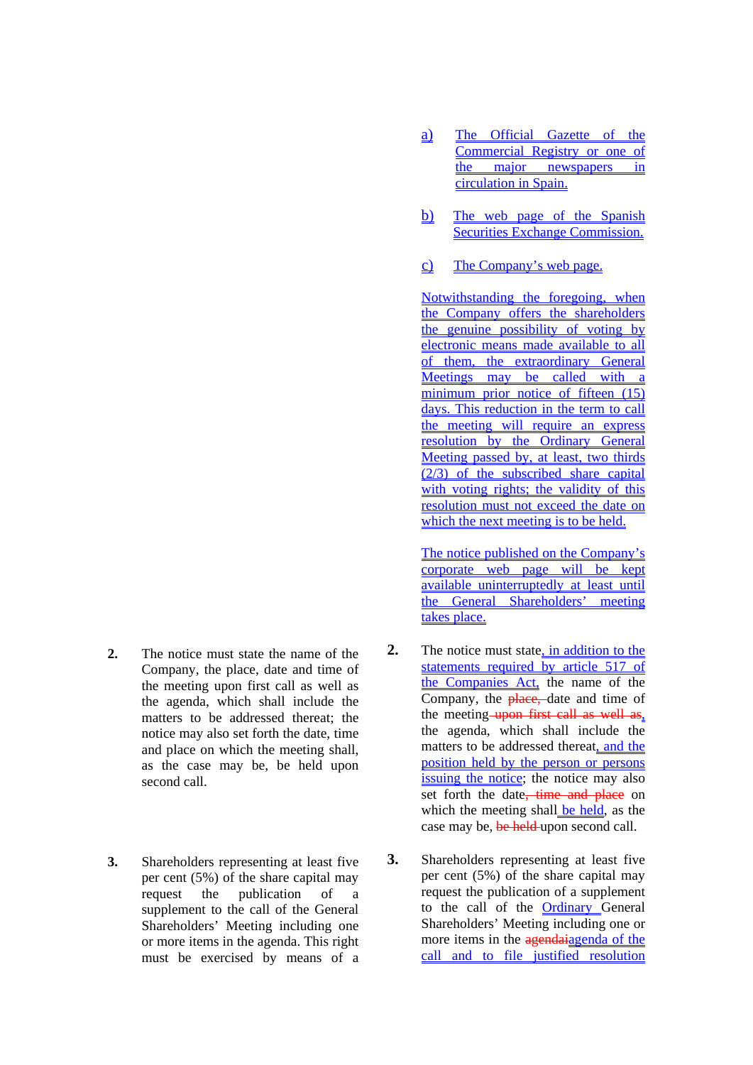| | |
|---|---|
| | a) The Official Gazette of the Commercial Registry or one of the major newspapers in circulation in Spain. |
| | b) The web page of the Spanish Securities Exchange Commission. |
| | c) The Company's web page. |
| | Notwithstanding the foregoing, when the Company offers the shareholders the genuine possibility of voting by electronic means made available to all of them, the extraordinary General Meetings may be called with a minimum prior notice of fifteen (15) days. This reduction in the term to call the meeting will require an express resolution by the Ordinary General Meeting passed by, at least, two thirds (2/3) of the subscribed share capital with voting rights; the validity of this resolution must not exceed the date on which the next meeting is to be held. |
| | The notice published on the Company's corporate web page will be kept available uninterruptedly at least until the General Shareholders' meeting takes place. |
| **2.** The notice must state the name of the Company, the place, date and time of the meeting upon first call as well as the agenda, which shall include the matters to be addressed thereat; the notice may also set forth the date, time and place on which the meeting shall, as the case may be, be held upon second call. | **2.** The notice must state, in addition to the statements required by article 517 of the Companies Act, the name of the Company, the ~~place,~~ date and time of the meeting ~~upon first call as well as~~, the agenda, which shall include the matters to be addressed thereat, and the position held by the person or persons issuing the notice; the notice may also set forth the date~~, time and place~~ on which the meeting shall be held, as the case may be, ~~be held~~ upon second call. |
| **3.** Shareholders representing at least five per cent (5%) of the share capital may request the publication of a supplement to the call of the General Shareholders' Meeting including one or more items in the agenda. This right must be exercised by means of a | **3.** Shareholders representing at least five per cent (5%) of the share capital may request the publication of a supplement to the call of the Ordinary General Shareholders' Meeting including one or more items in the ~~agendai~~agenda of the call and to file justified resolution |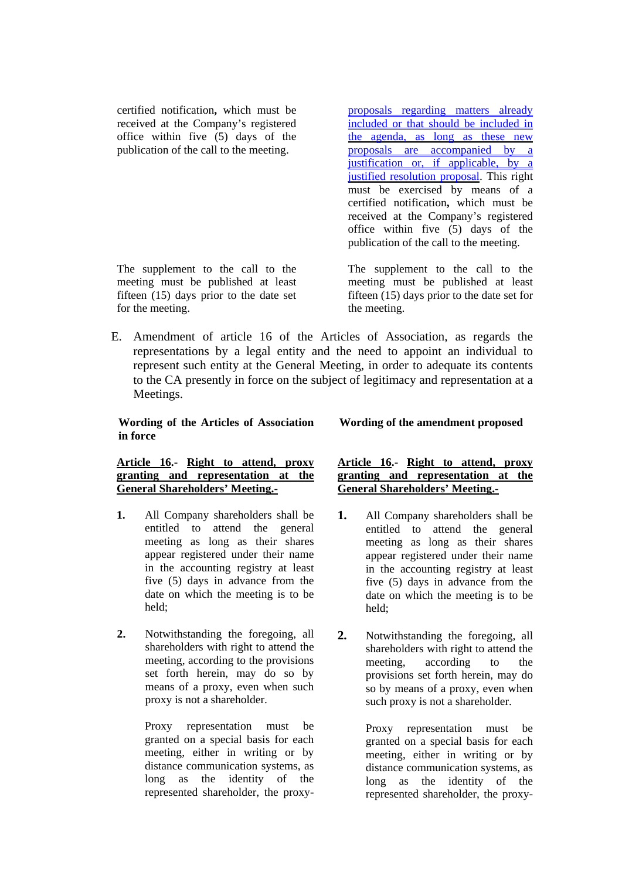| | |
|---|---|
| certified notification**,** which must be received at the Company's registered office within five (5) days of the publication of the call to the meeting. | proposals regarding matters already included or that should be included in the agenda, as long as these new proposals are accompanied by a justification or, if applicable, by a justified resolution proposal. This right must be exercised by means of a certified notification**,** which must be received at the Company's registered office within five (5) days of the publication of the call to the meeting. |
| The supplement to the call to the meeting must be published at least fifteen (15) days prior to the date set for the meeting. | The supplement to the call to the meeting must be published at least fifteen (15) days prior to the date set for the meeting. |

E. Amendment of article 16 of the Articles of Association, as regards the representations by a legal entity and the need to appoint an individual to represent such entity at the General Meeting, in order to adequate its contents to the CA presently in force on the subject of legitimacy and representation at a Meetings.

| **Wording of the Articles of Association in force** | **Wording of the amendment proposed** |
|---|---|
| **Article 16.- Right to attend, proxy granting and representation at the General Shareholders' Meeting.-** | **Article 16.- Right to attend, proxy granting and representation at the General Shareholders' Meeting.-** |
| **1.** All Company shareholders shall be entitled to attend the general meeting as long as their shares appear registered under their name in the accounting registry at least five (5) days in advance from the date on which the meeting is to be held; | **1.** All Company shareholders shall be entitled to attend the general meeting as long as their shares appear registered under their name in the accounting registry at least five (5) days in advance from the date on which the meeting is to be held; |
| **2.** Notwithstanding the foregoing, all shareholders with right to attend the meeting, according to the provisions set forth herein, may do so by means of a proxy, even when such proxy is not a shareholder. | **2.** Notwithstanding the foregoing, all shareholders with right to attend the meeting, according to the provisions set forth herein, may do so by means of a proxy, even when such proxy is not a shareholder. |
| Proxy representation must be granted on a special basis for each meeting, either in writing or by distance communication systems, as long as the identity of the represented shareholder, the proxy- | Proxy representation must be granted on a special basis for each meeting, either in writing or by distance communication systems, as long as the identity of the represented shareholder, the proxy- |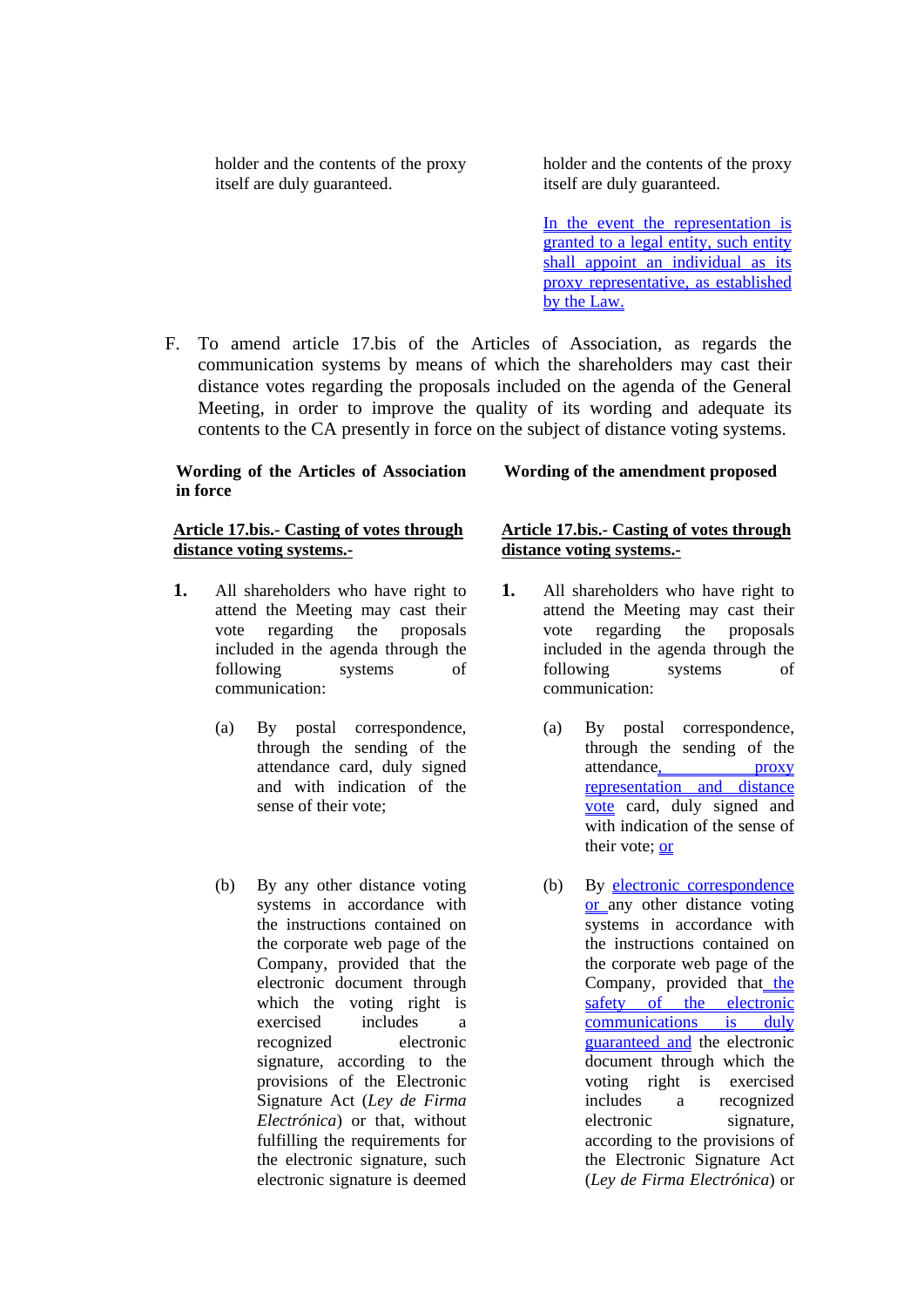| | |
|---|---|
| holder and the contents of the proxy itself are duly guaranteed. | holder and the contents of the proxy itself are duly guaranteed.<br><br><u>In the event the representation is granted to a legal entity, such entity shall appoint an individual as its proxy representative, as established by the Law.</u> |

F. To amend article 17.bis of the Articles of Association, as regards the communication systems by means of which the shareholders may cast their distance votes regarding the proposals included on the agenda of the General Meeting, in order to improve the quality of its wording and adequate its contents to the CA presently in force on the subject of distance voting systems.

| **Wording of the Articles of Association in force** | **Wording of the amendment proposed** |
|---|---|
| **<u>Article 17.bis.- Casting of votes through distance voting systems.-</u>** | **<u>Article 17.bis.- Casting of votes through distance voting systems.-</u>** |
| **1.** All shareholders who have right to attend the Meeting may cast their vote regarding the proposals included in the agenda through the following systems of communication: | **1.** All shareholders who have right to attend the Meeting may cast their vote regarding the proposals included in the agenda through the following systems of communication: |
| (a) By postal correspondence, through the sending of the attendance card, duly signed and with indication of the sense of their vote; | (a) By postal correspondence, through the sending of the attendance<u>, proxy representation and distance vote</u> card, duly signed and with indication of the sense of their vote; <u>or</u> |
| (b) By any other distance voting systems in accordance with the instructions contained on the corporate web page of the Company, provided that the electronic document through which the voting right is exercised includes a recognized electronic signature, according to the provisions of the Electronic Signature Act (*Ley de Firma Electrónica*) or that, without fulfilling the requirements for the electronic signature, such electronic signature is deemed | (b) By <u>electronic correspondence or</u> any other distance voting systems in accordance with the instructions contained on the corporate web page of the Company, provided that <u>the safety of the electronic communications is duly guaranteed and</u> the electronic document through which the voting right is exercised includes a recognized electronic signature, according to the provisions of the Electronic Signature Act (*Ley de Firma Electrónica*) or |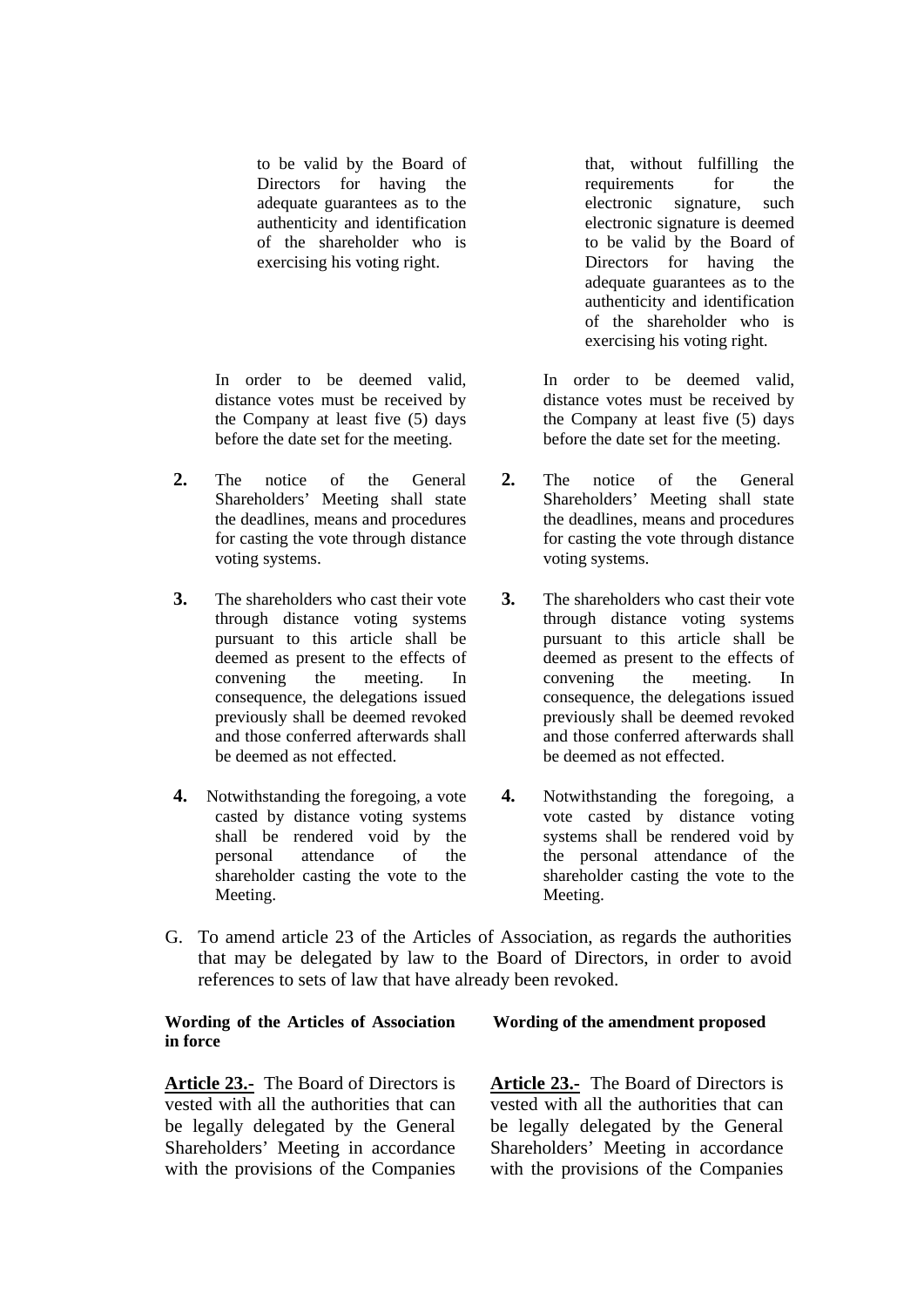| Wording of the Articles of Association in force | Wording of the amendment proposed |
|---|---|
| to be valid by the Board of Directors for having the adequate guarantees as to the authenticity and identification of the shareholder who is exercising his voting right. | that, without fulfilling the requirements for the electronic signature, such electronic signature is deemed to be valid by the Board of Directors for having the adequate guarantees as to the authenticity and identification of the shareholder who is exercising his voting right. |
| In order to be deemed valid, distance votes must be received by the Company at least five (5) days before the date set for the meeting. | In order to be deemed valid, distance votes must be received by the Company at least five (5) days before the date set for the meeting. |
| **2.** The notice of the General Shareholders' Meeting shall state the deadlines, means and procedures for casting the vote through distance voting systems. | **2.** The notice of the General Shareholders' Meeting shall state the deadlines, means and procedures for casting the vote through distance voting systems. |
| **3.** The shareholders who cast their vote through distance voting systems pursuant to this article shall be deemed as present to the effects of convening the meeting. In consequence, the delegations issued previously shall be deemed revoked and those conferred afterwards shall be deemed as not effected. | **3.** The shareholders who cast their vote through distance voting systems pursuant to this article shall be deemed as present to the effects of convening the meeting. In consequence, the delegations issued previously shall be deemed revoked and those conferred afterwards shall be deemed as not effected. |
| **4.** Notwithstanding the foregoing, a vote casted by distance voting systems shall be rendered void by the personal attendance of the shareholder casting the vote to the Meeting. | **4.** Notwithstanding the foregoing, a vote casted by distance voting systems shall be rendered void by the personal attendance of the shareholder casting the vote to the Meeting. |

G. To amend article 23 of the Articles of Association, as regards the authorities that may be delegated by law to the Board of Directors, in order to avoid references to sets of law that have already been revoked.

| Wording of the Articles of Association in force | Wording of the amendment proposed |
|---|---|
| **Article 23.-** The Board of Directors is vested with all the authorities that can be legally delegated by the General Shareholders' Meeting in accordance with the provisions of the Companies | **Article 23.-** The Board of Directors is vested with all the authorities that can be legally delegated by the General Shareholders' Meeting in accordance with the provisions of the Companies |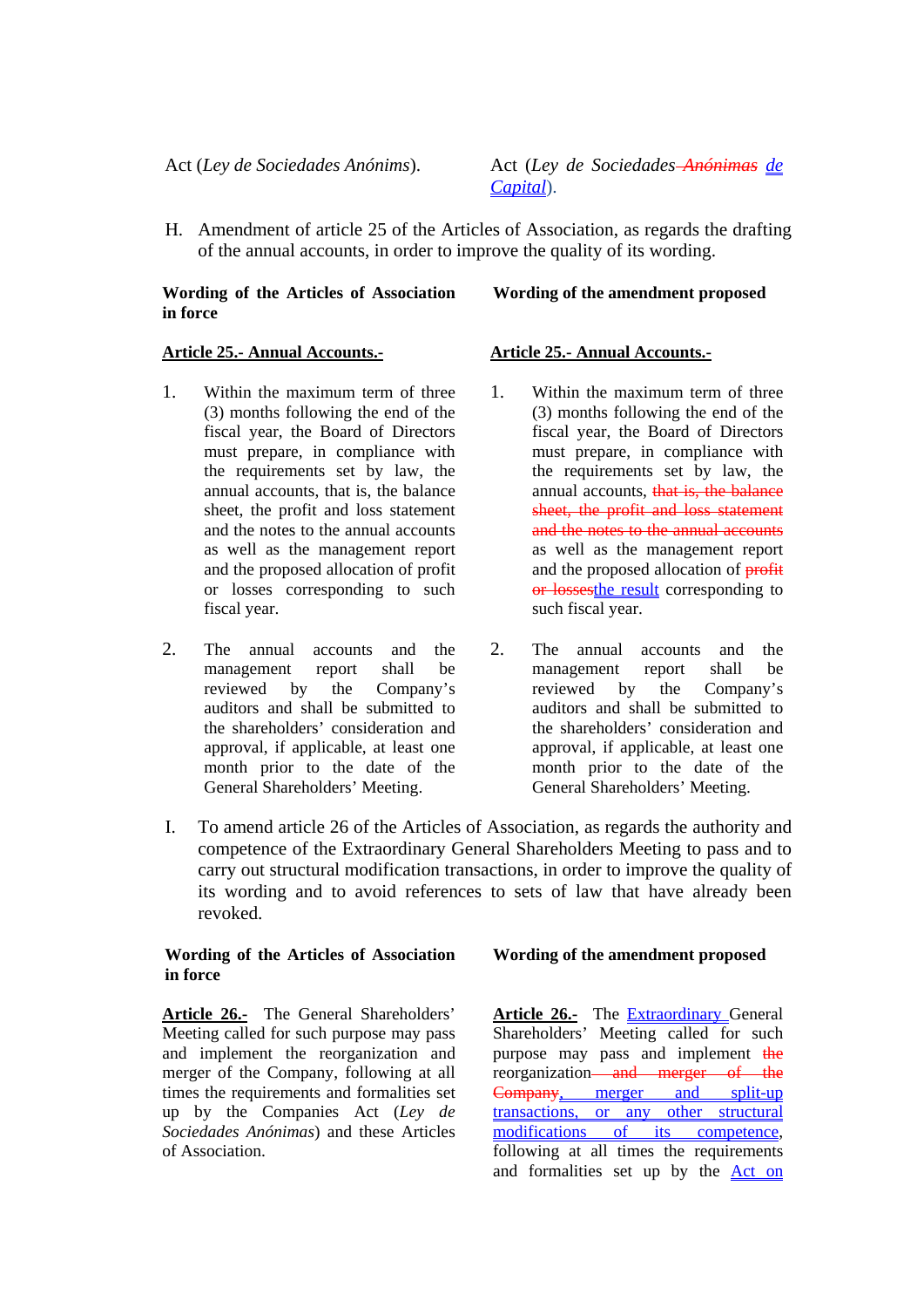| | |
|---|---|
| Act (*Ley de Sociedades Anónims*). | Act (*Ley de Sociedades ~~Anónimas~~ de Capital*). |

H. Amendment of article 25 of the Articles of Association, as regards the drafting of the annual accounts, in order to improve the quality of its wording.

| Wording of the Articles of Association in force | Wording of the amendment proposed |
|---|---|
| **Article 25.- Annual Accounts.-** | **Article 25.- Annual Accounts.-** |
| 1. Within the maximum term of three (3) months following the end of the fiscal year, the Board of Directors must prepare, in compliance with the requirements set by law, the annual accounts, that is, the balance sheet, the profit and loss statement and the notes to the annual accounts as well as the management report and the proposed allocation of profit or losses corresponding to such fiscal year. | 1. Within the maximum term of three (3) months following the end of the fiscal year, the Board of Directors must prepare, in compliance with the requirements set by law, the annual accounts, ~~that is, the balance sheet, the profit and loss statement and the notes to the annual accounts~~ as well as the management report and the proposed allocation of ~~profit or losses~~the result corresponding to such fiscal year. |
| 2. The annual accounts and the management report shall be reviewed by the Company's auditors and shall be submitted to the shareholders' consideration and approval, if applicable, at least one month prior to the date of the General Shareholders' Meeting. | 2. The annual accounts and the management report shall be reviewed by the Company's auditors and shall be submitted to the shareholders' consideration and approval, if applicable, at least one month prior to the date of the General Shareholders' Meeting. |

I. To amend article 26 of the Articles of Association, as regards the authority and competence of the Extraordinary General Shareholders Meeting to pass and to carry out structural modification transactions, in order to improve the quality of its wording and to avoid references to sets of law that have already been revoked.

| Wording of the Articles of Association in force | Wording of the amendment proposed |
|---|---|
| **Article 26.-** The General Shareholders' Meeting called for such purpose may pass and implement the reorganization and merger of the Company, following at all times the requirements and formalities set up by the Companies Act (*Ley de Sociedades Anónimas*) and these Articles of Association. | **Article 26.-** The Extraordinary General Shareholders' Meeting called for such purpose may pass and implement ~~the~~ reorganization ~~and merger of the Company~~, merger and split-up transactions, or any other structural modifications of its competence, following at all times the requirements and formalities set up by the Act on |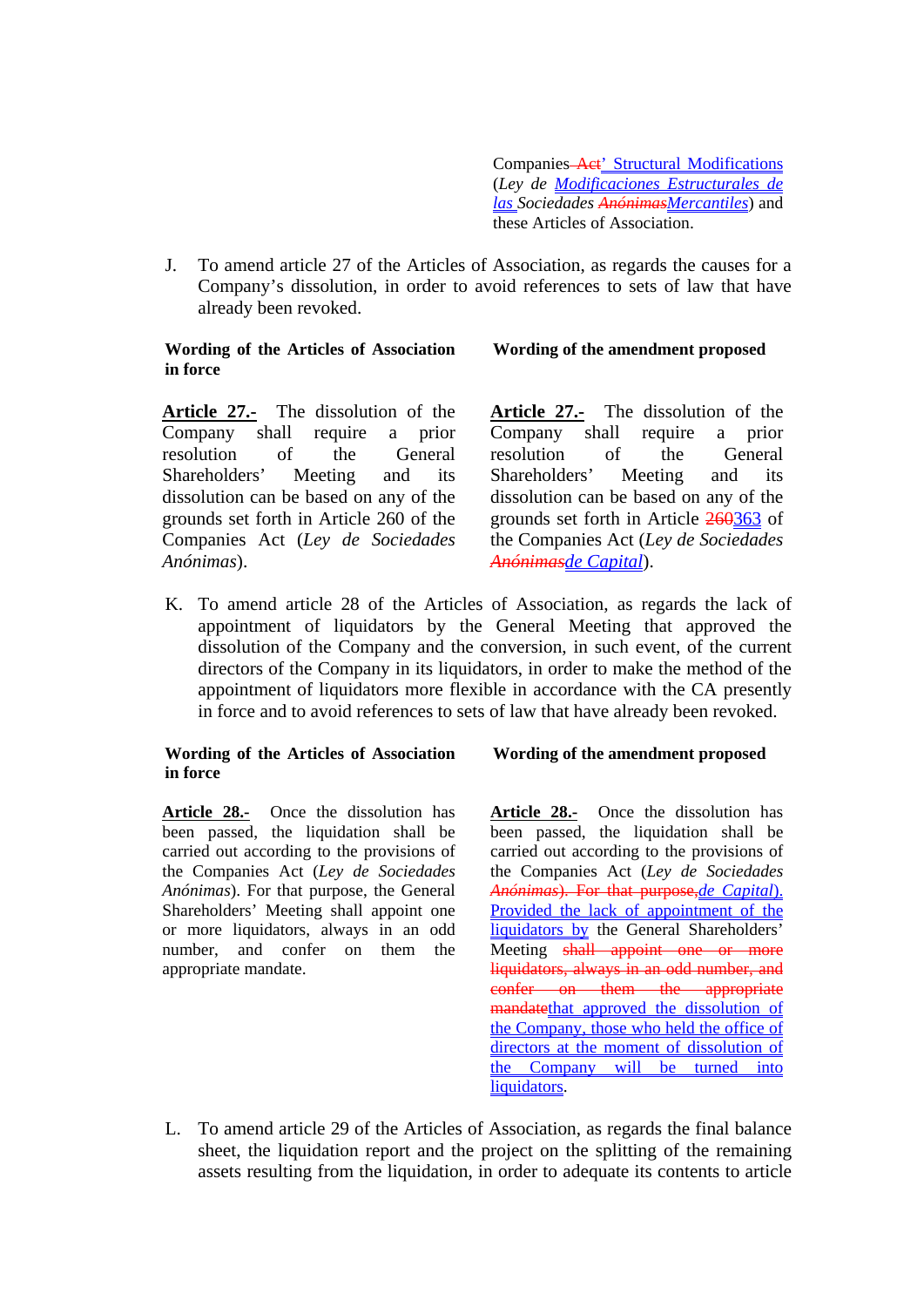| | |
|---|---|
| | Companies ~~Act~~' <u>Structural Modifications</u> (*Ley de <u>Modificaciones Estructurales de las</u> Sociedades ~~Anónimas~~<u>Mercantiles</u>*) and these Articles of Association. |

J. To amend article 27 of the Articles of Association, as regards the causes for a Company's dissolution, in order to avoid references to sets of law that have already been revoked.

| **Wording of the Articles of Association in force** | **Wording of the amendment proposed** |
|---|---|
| **<u>Article 27.-</u>** The dissolution of the Company shall require a prior resolution of the General Shareholders' Meeting and its dissolution can be based on any of the grounds set forth in Article 260 of the Companies Act (*Ley de Sociedades Anónimas*). | **<u>Article 27.-</u>** The dissolution of the Company shall require a prior resolution of the General Shareholders' Meeting and its dissolution can be based on any of the grounds set forth in Article ~~260~~<u>363</u> of the Companies Act (*Ley de Sociedades ~~Anónimas~~<u>de Capital</u>*). |

K. To amend article 28 of the Articles of Association, as regards the lack of appointment of liquidators by the General Meeting that approved the dissolution of the Company and the conversion, in such event, of the current directors of the Company in its liquidators, in order to make the method of the appointment of liquidators more flexible in accordance with the CA presently in force and to avoid references to sets of law that have already been revoked.

| **Wording of the Articles of Association in force** | **Wording of the amendment proposed** |
|---|---|
| **<u>Article 28.-</u>** Once the dissolution has been passed, the liquidation shall be carried out according to the provisions of the Companies Act (*Ley de Sociedades Anónimas*). For that purpose, the General Shareholders' Meeting shall appoint one or more liquidators, always in an odd number, and confer on them the appropriate mandate. | **<u>Article 28.-</u>** Once the dissolution has been passed, the liquidation shall be carried out according to the provisions of the Companies Act (*Ley de Sociedades ~~Anónimas~~*~~). For that purpose,~~<u>*de Capital*). Provided the lack of appointment of the liquidators by</u> the General Shareholders' Meeting ~~shall appoint one or more liquidators, always in an odd number, and confer on them the appropriate mandate~~<u>that approved the dissolution of the Company, those who held the office of directors at the moment of dissolution of the Company will be turned into liquidators</u>. |

L. To amend article 29 of the Articles of Association, as regards the final balance sheet, the liquidation report and the project on the splitting of the remaining assets resulting from the liquidation, in order to adequate its contents to article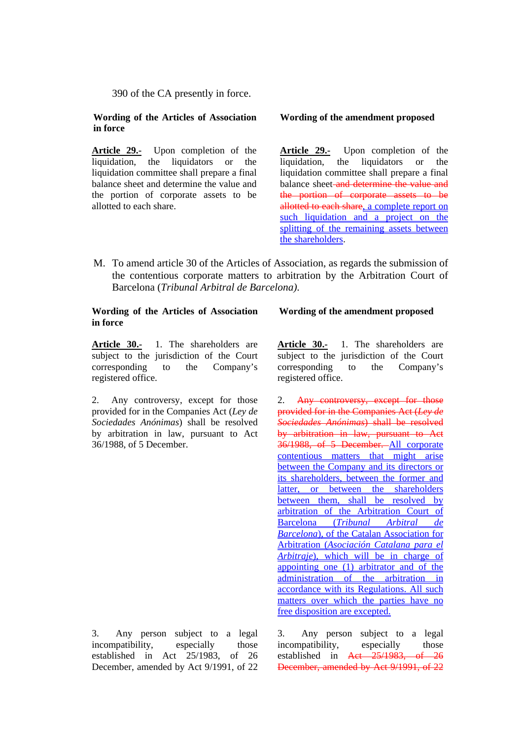390 of the CA presently in force.

| Wording of the Articles of Association in force | Wording of the amendment proposed |
|---|---|
| <u>**Article 29.-**</u> Upon completion of the liquidation, the liquidators or the liquidation committee shall prepare a final balance sheet and determine the value and the portion of corporate assets to be allotted to each share. | <u>**Article 29.-**</u> Upon completion of the liquidation, the liquidators or the liquidation committee shall prepare a final balance sheet ~~and determine the value and the portion of corporate assets to be allotted to each share~~<u>, a complete report on such liquidation and a project on the splitting of the remaining assets between the shareholders</u>. |

M. To amend article 30 of the Articles of Association, as regards the submission of the contentious corporate matters to arbitration by the Arbitration Court of Barcelona (*Tribunal Arbitral de Barcelona).*

| Wording of the Articles of Association in force | Wording of the amendment proposed |
|---|---|
| <u>**Article 30.-**</u> 1. The shareholders are subject to the jurisdiction of the Court corresponding to the Company's registered office. | <u>**Article 30.-**</u> 1. The shareholders are subject to the jurisdiction of the Court corresponding to the Company's registered office. |
| 2. Any controversy, except for those provided for in the Companies Act (*Ley de Sociedades Anónimas*) shall be resolved by arbitration in law, pursuant to Act 36/1988, of 5 December. | 2. ~~Any controversy, except for those provided for in the Companies Act (*Ley de Sociedades Anónimas*) shall be resolved by arbitration in law, pursuant to Act 36/1988, of 5 December.~~ <u>All corporate contentious matters that might arise between the Company and its directors or its shareholders, between the former and latter, or between the shareholders between them, shall be resolved by arbitration of the Arbitration Court of Barcelona (*Tribunal Arbitral de Barcelona*), of the Catalan Association for Arbitration (*Asociación Catalana para el Arbitraje*), which will be in charge of appointing one (1) arbitrator and of the administration of the arbitration in accordance with its Regulations. All such matters over which the parties have no free disposition are excepted.</u> |
| 3. Any person subject to a legal incompatibility, especially those established in Act 25/1983, of 26 December, amended by Act 9/1991, of 22 | 3. Any person subject to a legal incompatibility, especially those established in ~~Act 25/1983, of 26 December, amended by Act 9/1991, of 22~~ |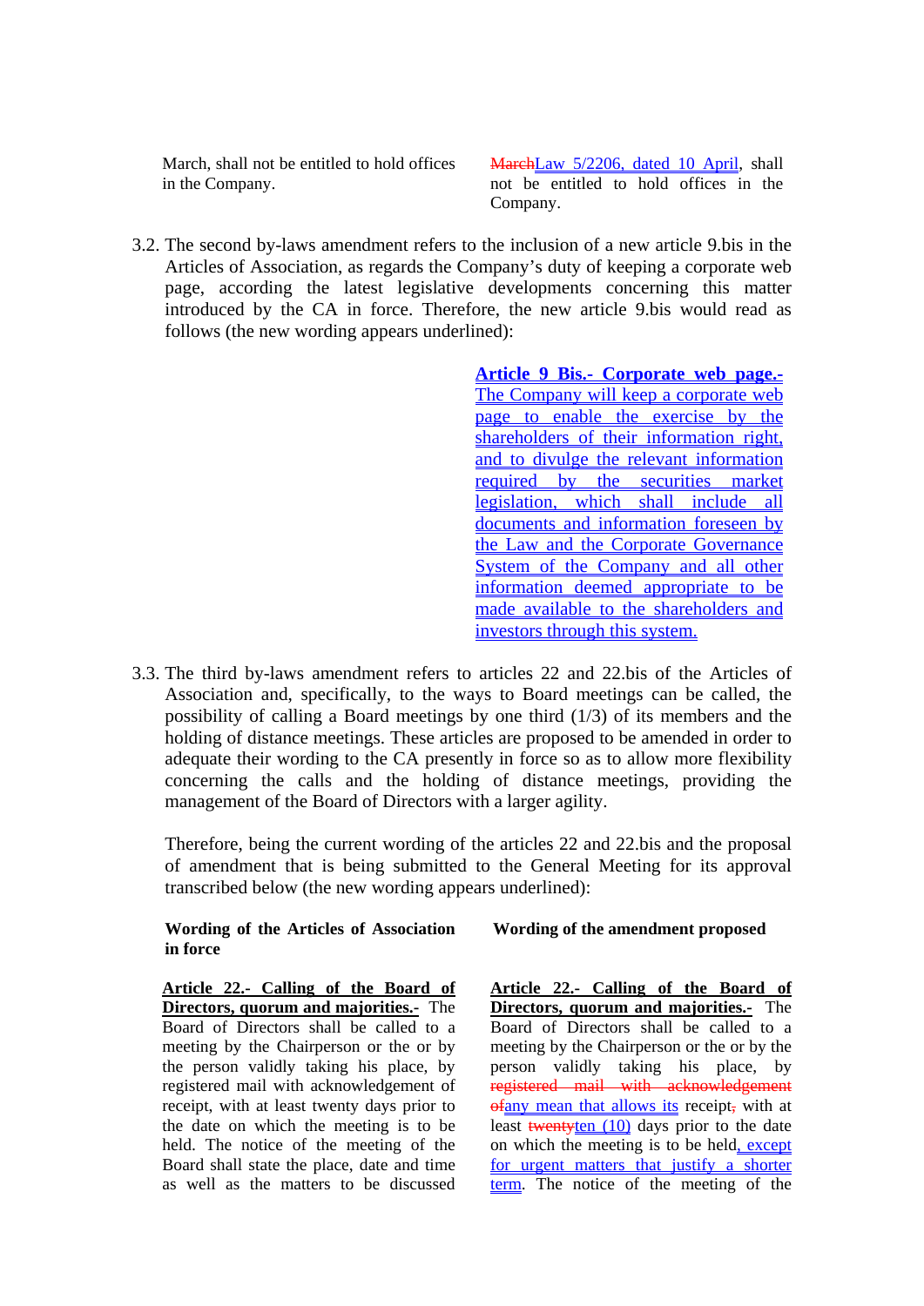| | |
|---|---|
| March, shall not be entitled to hold offices in the Company. | ~~March~~<u>Law 5/2206, dated 10 April</u>, shall not be entitled to hold offices in the Company. |

3.2. The second by-laws amendment refers to the inclusion of a new article 9.bis in the Articles of Association, as regards the Company's duty of keeping a corporate web page, according the latest legislative developments concerning this matter introduced by the CA in force. Therefore, the new article 9.bis would read as follows (the new wording appears underlined):

<u>**Article 9 Bis.- Corporate web page.-** The Company will keep a corporate web page to enable the exercise by the shareholders of their information right, and to divulge the relevant information required by the securities market legislation, which shall include all documents and information foreseen by the Law and the Corporate Governance System of the Company and all other information deemed appropriate to be made available to the shareholders and investors through this system.</u>

3.3. The third by-laws amendment refers to articles 22 and 22.bis of the Articles of Association and, specifically, to the ways to Board meetings can be called, the possibility of calling a Board meetings by one third (1/3) of its members and the holding of distance meetings. These articles are proposed to be amended in order to adequate their wording to the CA presently in force so as to allow more flexibility concerning the calls and the holding of distance meetings, providing the management of the Board of Directors with a larger agility.

Therefore, being the current wording of the articles 22 and 22.bis and the proposal of amendment that is being submitted to the General Meeting for its approval transcribed below (the new wording appears underlined):

| Wording of the Articles of Association in force | Wording of the amendment proposed |
|---|---|
| <u>**Article 22.- Calling of the Board of Directors, quorum and majorities.-**</u> The Board of Directors shall be called to a meeting by the Chairperson or the or by the person validly taking his place, by registered mail with acknowledgement of receipt, with at least twenty days prior to the date on which the meeting is to be held. The notice of the meeting of the Board shall state the place, date and time as well as the matters to be discussed | <u>**Article 22.- Calling of the Board of Directors, quorum and majorities.-**</u> The Board of Directors shall be called to a meeting by the Chairperson or the or by the person validly taking his place, by ~~registered mail with acknowledgement of~~<u>any mean that allows its</u> receipt~~,~~ with at least ~~twenty~~<u>ten (10)</u> days prior to the date on which the meeting is to be held<u>, except for urgent matters that justify a shorter term</u>. The notice of the meeting of the |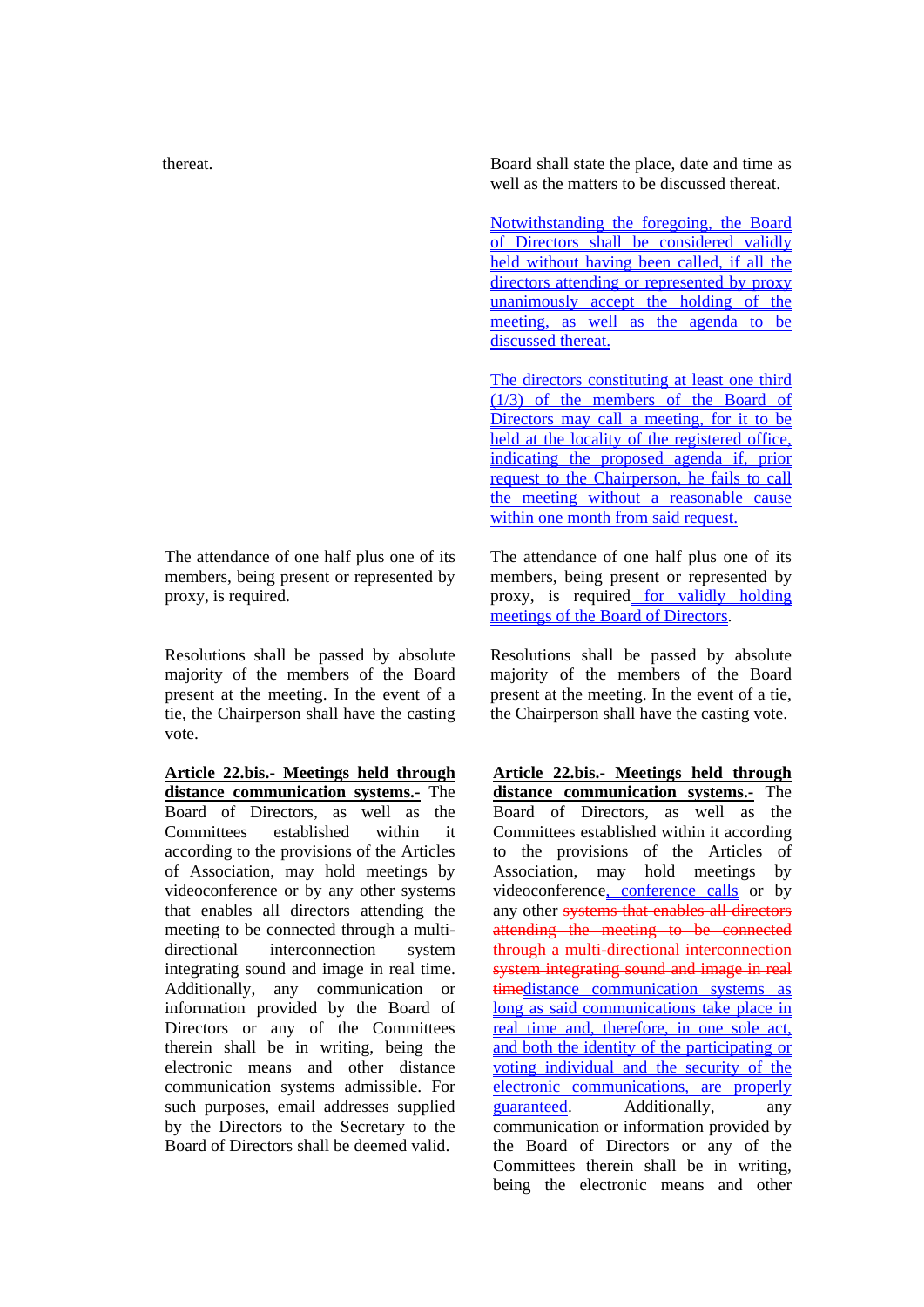| | |
|---|---|
| thereat. | Board shall state the place, date and time as well as the matters to be discussed thereat. |
| | Notwithstanding the foregoing, the Board of Directors shall be considered validly held without having been called, if all the directors attending or represented by proxy unanimously accept the holding of the meeting, as well as the agenda to be discussed thereat. |
| | The directors constituting at least one third (1/3) of the members of the Board of Directors may call a meeting, for it to be held at the locality of the registered office, indicating the proposed agenda if, prior request to the Chairperson, he fails to call the meeting without a reasonable cause within one month from said request. |
| The attendance of one half plus one of its members, being present or represented by proxy, is required. | The attendance of one half plus one of its members, being present or represented by proxy, is required for validly holding meetings of the Board of Directors. |
| Resolutions shall be passed by absolute majority of the members of the Board present at the meeting. In the event of a tie, the Chairperson shall have the casting vote. | Resolutions shall be passed by absolute majority of the members of the Board present at the meeting. In the event of a tie, the Chairperson shall have the casting vote. |
| **Article 22.bis.- Meetings held through distance communication systems.-** The Board of Directors, as well as the Committees established within it according to the provisions of the Articles of Association, may hold meetings by videoconference or by any other systems that enables all directors attending the meeting to be connected through a multi-directional interconnection system integrating sound and image in real time. Additionally, any communication or information provided by the Board of Directors or any of the Committees therein shall be in writing, being the electronic means and other distance communication systems admissible. For such purposes, email addresses supplied by the Directors to the Secretary to the Board of Directors shall be deemed valid. | **Article 22.bis.- Meetings held through distance communication systems.-** The Board of Directors, as well as the Committees established within it according to the provisions of the Articles of Association, may hold meetings by videoconference, conference calls or by any other ~~systems that enables all directors attending the meeting to be connected through a multi-directional interconnection system integrating sound and image in real time~~distance communication systems as long as said communications take place in real time and, therefore, in one sole act, and both the identity of the participating or voting individual and the security of the electronic communications, are properly guaranteed. Additionally, any communication or information provided by the Board of Directors or any of the Committees therein shall be in writing, being the electronic means and other |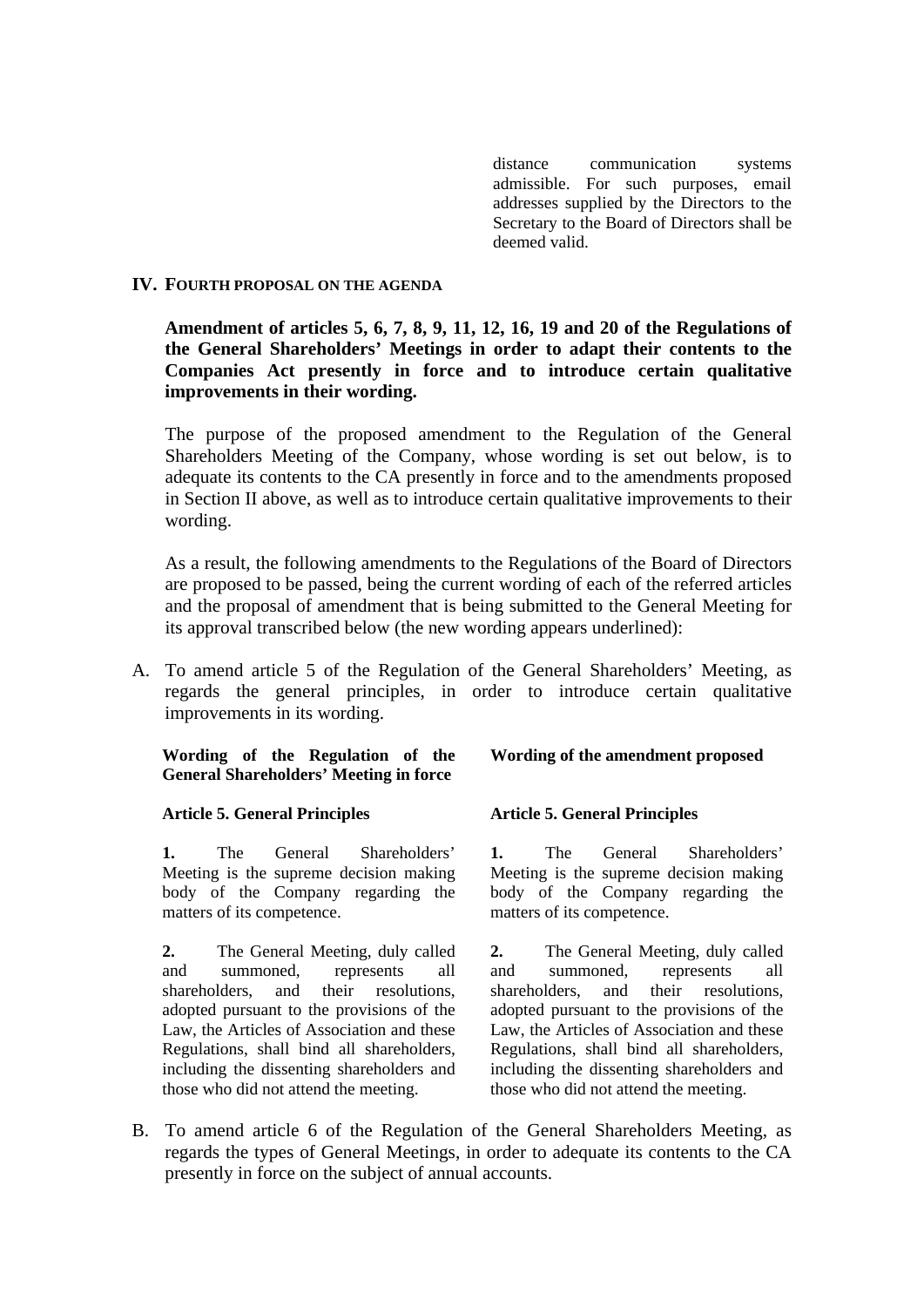distance communication systems admissible. For such purposes, email addresses supplied by the Directors to the Secretary to the Board of Directors shall be deemed valid.

## IV. FOURTH PROPOSAL ON THE AGENDA

**Amendment of articles 5, 6, 7, 8, 9, 11, 12, 16, 19 and 20 of the Regulations of the General Shareholders' Meetings in order to adapt their contents to the Companies Act presently in force and to introduce certain qualitative improvements in their wording.**

The purpose of the proposed amendment to the Regulation of the General Shareholders Meeting of the Company, whose wording is set out below, is to adequate its contents to the CA presently in force and to the amendments proposed in Section II above, as well as to introduce certain qualitative improvements to their wording.

As a result, the following amendments to the Regulations of the Board of Directors are proposed to be passed, being the current wording of each of the referred articles and the proposal of amendment that is being submitted to the General Meeting for its approval transcribed below (the new wording appears underlined):

A. To amend article 5 of the Regulation of the General Shareholders' Meeting, as regards the general principles, in order to introduce certain qualitative improvements in its wording.

| **Wording of the Regulation of the General Shareholders' Meeting in force** | **Wording of the amendment proposed** |
| --- | --- |
| **Article 5. General Principles** | **Article 5. General Principles** |
| **1.** The General Shareholders' Meeting is the supreme decision making body of the Company regarding the matters of its competence. | **1.** The General Shareholders' Meeting is the supreme decision making body of the Company regarding the matters of its competence. |
| **2.** The General Meeting, duly called and summoned, represents all shareholders, and their resolutions, adopted pursuant to the provisions of the Law, the Articles of Association and these Regulations, shall bind all shareholders, including the dissenting shareholders and those who did not attend the meeting. | **2.** The General Meeting, duly called and summoned, represents all shareholders, and their resolutions, adopted pursuant to the provisions of the Law, the Articles of Association and these Regulations, shall bind all shareholders, including the dissenting shareholders and those who did not attend the meeting. |

B. To amend article 6 of the Regulation of the General Shareholders Meeting, as regards the types of General Meetings, in order to adequate its contents to the CA presently in force on the subject of annual accounts.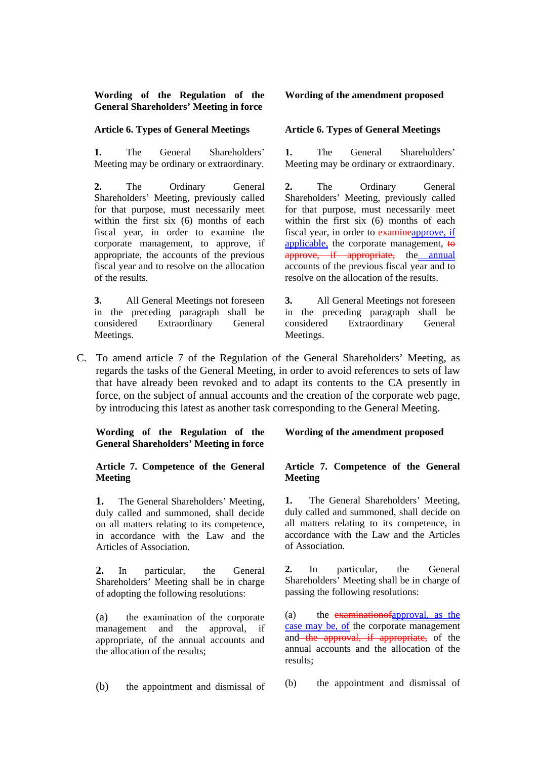| Wording of the Regulation of the General Shareholders' Meeting in force | Wording of the amendment proposed |
|---|---|
| **Article 6. Types of General Meetings** | **Article 6. Types of General Meetings** |
| **1.** The General Shareholders' Meeting may be ordinary or extraordinary. | **1.** The General Shareholders' Meeting may be ordinary or extraordinary. |
| **2.** The Ordinary General Shareholders' Meeting, previously called for that purpose, must necessarily meet within the first six (6) months of each fiscal year, in order to examine the corporate management, to approve, if appropriate, the accounts of the previous fiscal year and to resolve on the allocation of the results. | **2.** The Ordinary General Shareholders' Meeting, previously called for that purpose, must necessarily meet within the first six (6) months of each fiscal year, in order to ~~examine~~approve, if applicable, the corporate management, ~~to approve, if appropriate,~~ the annual accounts of the previous fiscal year and to resolve on the allocation of the results. |
| **3.** All General Meetings not foreseen in the preceding paragraph shall be considered Extraordinary General Meetings. | **3.** All General Meetings not foreseen in the preceding paragraph shall be considered Extraordinary General Meetings. |

C. To amend article 7 of the Regulation of the General Shareholders' Meeting, as regards the tasks of the General Meeting, in order to avoid references to sets of law that have already been revoked and to adapt its contents to the CA presently in force, on the subject of annual accounts and the creation of the corporate web page, by introducing this latest as another task corresponding to the General Meeting.

| Wording of the Regulation of the General Shareholders' Meeting in force | Wording of the amendment proposed |
|---|---|
| **Article 7. Competence of the General Meeting** | **Article 7. Competence of the General Meeting** |
| **1.** The General Shareholders' Meeting, duly called and summoned, shall decide on all matters relating to its competence, in accordance with the Law and the Articles of Association. | **1.** The General Shareholders' Meeting, duly called and summoned, shall decide on all matters relating to its competence, in accordance with the Law and the Articles of Association. |
| **2.** In particular, the General Shareholders' Meeting shall be in charge of adopting the following resolutions: | **2.** In particular, the General Shareholders' Meeting shall be in charge of passing the following resolutions: |
| (a) the examination of the corporate management and the approval, if appropriate, of the annual accounts and the allocation of the results; | (a) the ~~examinationof~~approval, as the case may be, of the corporate management and ~~the approval, if appropriate,~~ of the annual accounts and the allocation of the results; |
| (b) the appointment and dismissal of | (b) the appointment and dismissal of |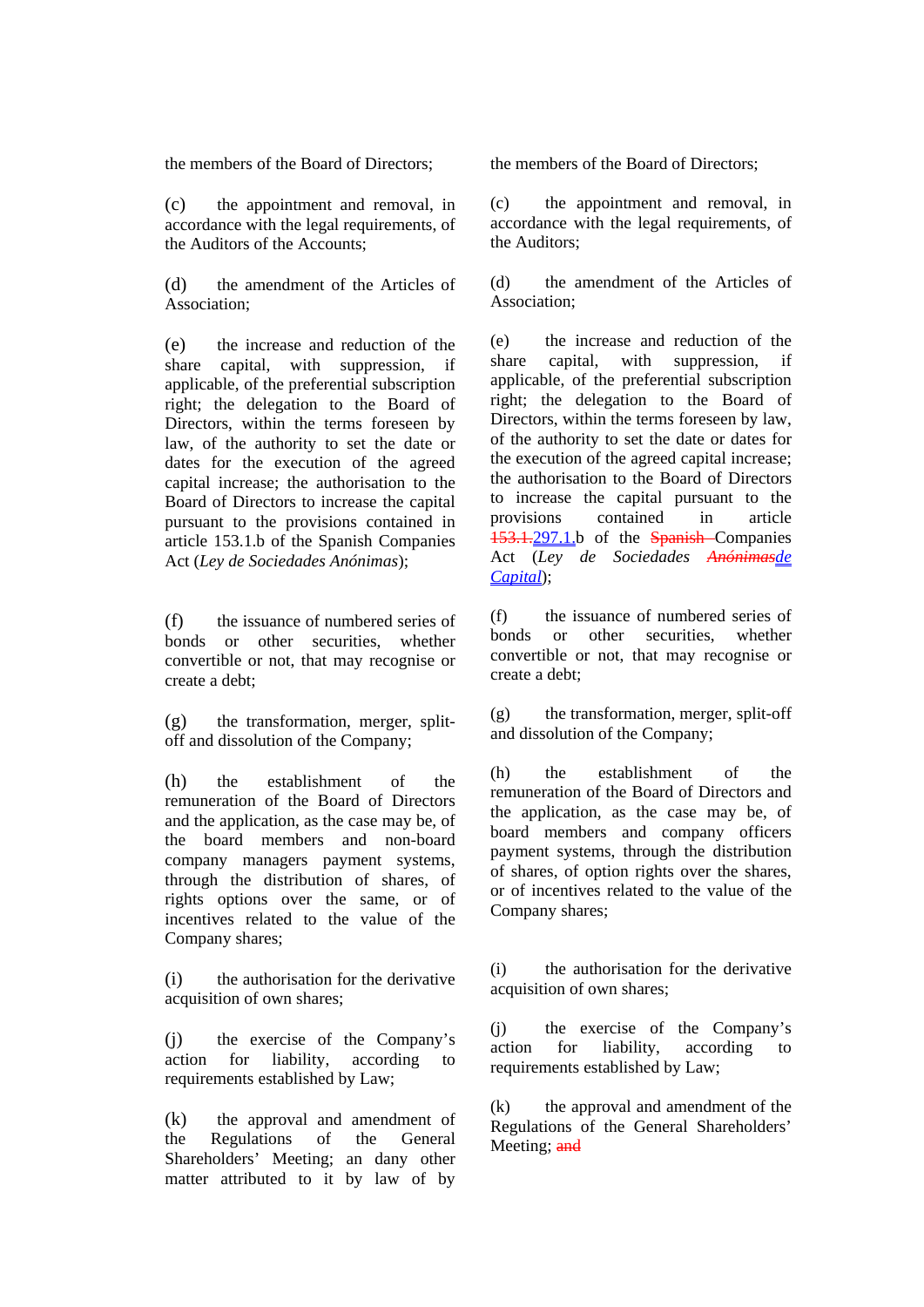| | |
|---|---|
| the members of the Board of Directors; | the members of the Board of Directors; |
| (c) the appointment and removal, in accordance with the legal requirements, of the Auditors of the Accounts; | (c) the appointment and removal, in accordance with the legal requirements, of the Auditors; |
| (d) the amendment of the Articles of Association; | (d) the amendment of the Articles of Association; |
| (e) the increase and reduction of the share capital, with suppression, if applicable, of the preferential subscription right; the delegation to the Board of Directors, within the terms foreseen by law, of the authority to set the date or dates for the execution of the agreed capital increase; the authorisation to the Board of Directors to increase the capital pursuant to the provisions contained in article 153.1.b of the Spanish Companies Act (*Ley de Sociedades Anónimas*); | (e) the increase and reduction of the share capital, with suppression, if applicable, of the preferential subscription right; the delegation to the Board of Directors, within the terms foreseen by law, of the authority to set the date or dates for the execution of the agreed capital increase; the authorisation to the Board of Directors to increase the capital pursuant to the provisions contained in article ~~153.1.~~297.1.b of the ~~Spanish~~ Companies Act (*Ley de Sociedades ~~Anónimas~~de Capital*); |
| (f) the issuance of numbered series of bonds or other securities, whether convertible or not, that may recognise or create a debt; | (f) the issuance of numbered series of bonds or other securities, whether convertible or not, that may recognise or create a debt; |
| (g) the transformation, merger, split-off and dissolution of the Company; | (g) the transformation, merger, split-off and dissolution of the Company; |
| (h) the establishment of the remuneration of the Board of Directors and the application, as the case may be, of the board members and non-board company managers payment systems, through the distribution of shares, of rights options over the same, or of incentives related to the value of the Company shares; | (h) the establishment of the remuneration of the Board of Directors and the application, as the case may be, of board members and company officers payment systems, through the distribution of shares, of option rights over the shares, or of incentives related to the value of the Company shares; |
| (i) the authorisation for the derivative acquisition of own shares; | (i) the authorisation for the derivative acquisition of own shares; |
| (j) the exercise of the Company's action for liability, according to requirements established by Law; | (j) the exercise of the Company's action for liability, according to requirements established by Law; |
| (k) the approval and amendment of the Regulations of the General Shareholders' Meeting; an dany other matter attributed to it by law of by | (k) the approval and amendment of the Regulations of the General Shareholders' Meeting; ~~and~~ |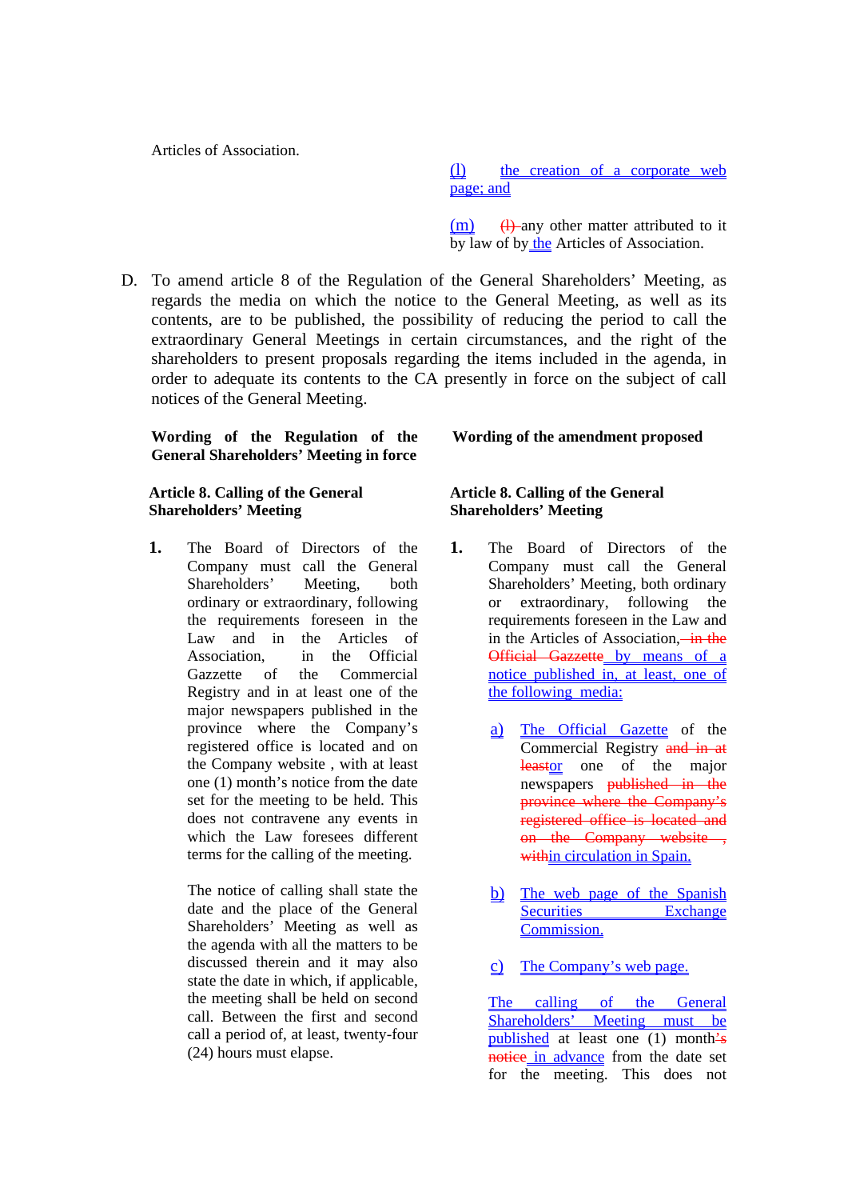Articles of Association.

(l) the creation of a corporate web page; and

(m) ~~(l)~~ any other matter attributed to it by law of by the Articles of Association.

D. To amend article 8 of the Regulation of the General Shareholders' Meeting, as regards the media on which the notice to the General Meeting, as well as its contents, are to be published, the possibility of reducing the period to call the extraordinary General Meetings in certain circumstances, and the right of the shareholders to present proposals regarding the items included in the agenda, in order to adequate its contents to the CA presently in force on the subject of call notices of the General Meeting.

| **Wording of the Regulation of the General Shareholders' Meeting in force** | **Wording of the amendment proposed** |
|---|---|
| **Article 8. Calling of the General Shareholders' Meeting** | **Article 8. Calling of the General Shareholders' Meeting** |
| **1.** The Board of Directors of the Company must call the General Shareholders' Meeting, both ordinary or extraordinary, following the requirements foreseen in the Law and in the Articles of Association, in the Official Gazzette of the Commercial Registry and in at least one of the major newspapers published in the province where the Company's registered office is located and on the Company website , with at least one (1) month's notice from the date set for the meeting to be held. This does not contravene any events in which the Law foresees different terms for the calling of the meeting. | **1.** The Board of Directors of the Company must call the General Shareholders' Meeting, both ordinary or extraordinary, following the requirements foreseen in the Law and in the Articles of Association, ~~in the Official Gazzette~~ by means of a notice published in, at least, one of the following media: |
| The notice of calling shall state the date and the place of the General Shareholders' Meeting as well as the agenda with all the matters to be discussed therein and it may also state the date in which, if applicable, the meeting shall be held on second call. Between the first and second call a period of, at least, twenty-four (24) hours must elapse. | a) The Official Gazette of the Commercial Registry ~~and in at leastor~~ or one of the major newspapers ~~published in the province where the Company's registered office is located and on the Company website , with~~in circulation in Spain. |
| | b) The web page of the Spanish Securities Exchange Commission. |
| | c) The Company's web page. |
| | The calling of the General Shareholders' Meeting must be published at least one (1) month~~'s notice~~ in advance from the date set for the meeting. This does not |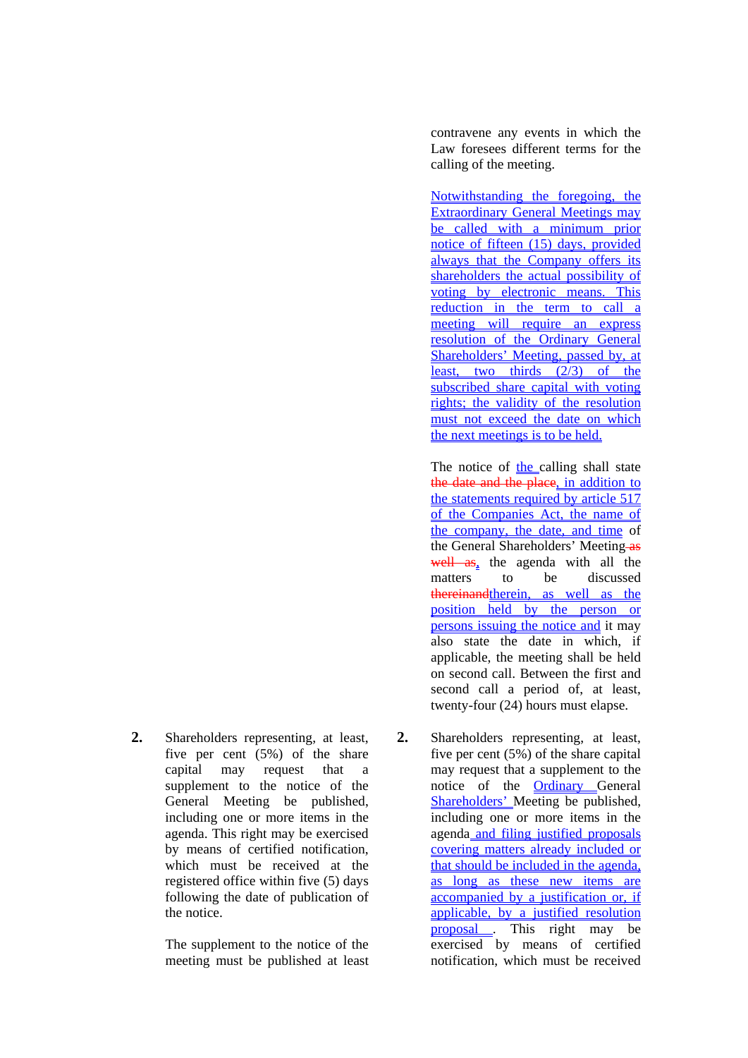contravene any events in which the Law foresees different terms for the calling of the meeting.

Notwithstanding the foregoing, the Extraordinary General Meetings may be called with a minimum prior notice of fifteen (15) days, provided always that the Company offers its shareholders the actual possibility of voting by electronic means. This reduction in the term to call a meeting will require an express resolution of the Ordinary General Shareholders' Meeting, passed by, at least, two thirds (2/3) of the subscribed share capital with voting rights; the validity of the resolution must not exceed the date on which the next meetings is to be held.

The notice of the calling shall state ~~the date and the place~~, in addition to the statements required by article 517 of the Companies Act, the name of the company, the date, and time of the General Shareholders' Meeting ~~as well as~~, the agenda with all the matters to be discussed ~~thereinand~~therein, as well as the position held by the person or persons issuing the notice and it may also state the date in which, if applicable, the meeting shall be held on second call. Between the first and second call a period of, at least, twenty-four (24) hours must elapse.

| | |
|---|---|
| **2.** Shareholders representing, at least, five per cent (5%) of the share capital may request that a supplement to the notice of the General Meeting be published, including one or more items in the agenda. This right may be exercised by means of certified notification, which must be received at the registered office within five (5) days following the date of publication of the notice.<br><br>The supplement to the notice of the meeting must be published at least | **2.** Shareholders representing, at least, five per cent (5%) of the share capital may request that a supplement to the notice of the Ordinary General Shareholders' Meeting be published, including one or more items in the agenda and filing justified proposals covering matters already included or that should be included in the agenda, as long as these new items are accompanied by a justification or, if applicable, by a justified resolution proposal . This right may be exercised by means of certified notification, which must be received |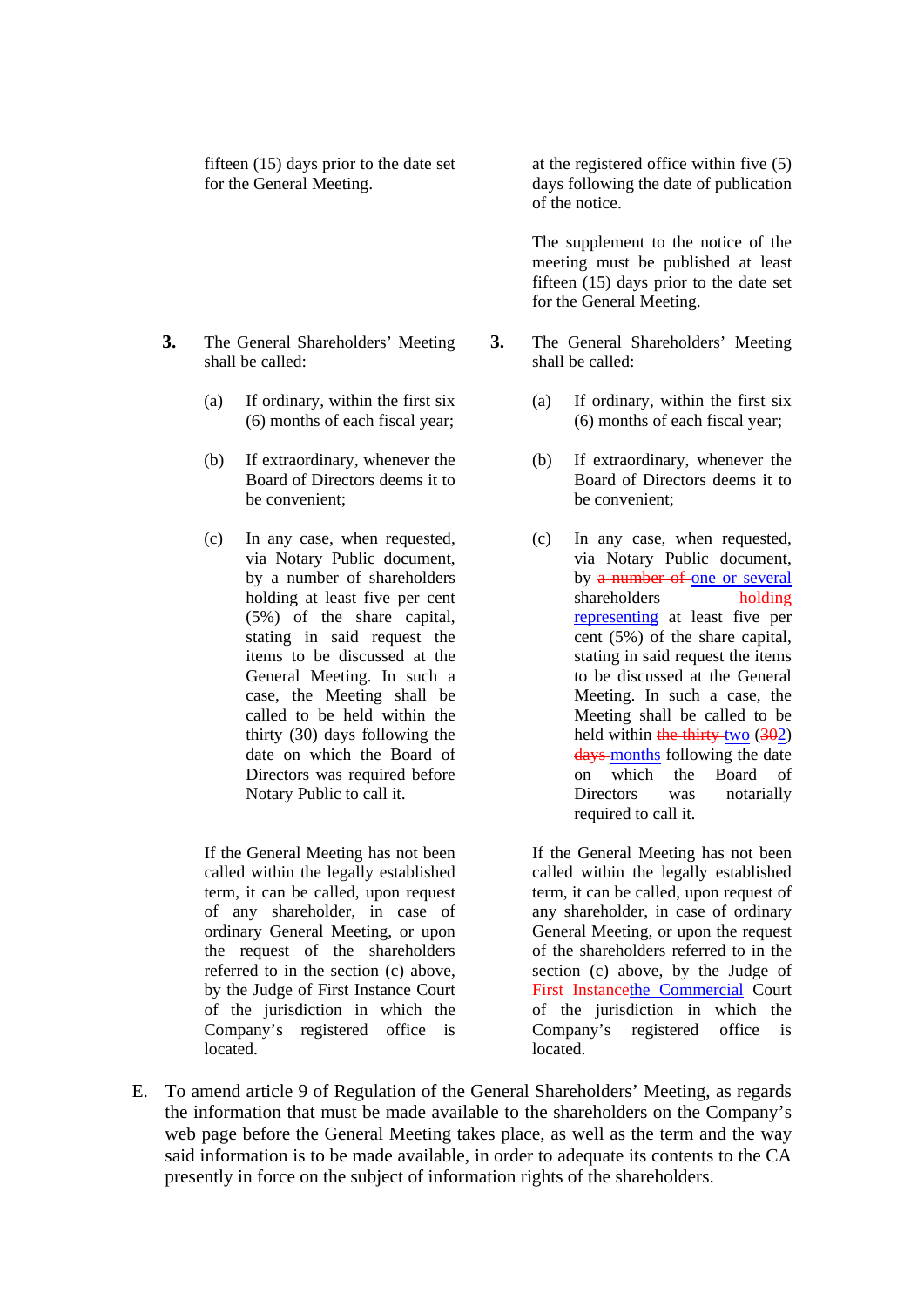| Current text | Proposed text |
|---|---|
| fifteen (15) days prior to the date set for the General Meeting. | at the registered office within five (5) days following the date of publication of the notice. |
| | The supplement to the notice of the meeting must be published at least fifteen (15) days prior to the date set for the General Meeting. |
| **3.** The General Shareholders' Meeting shall be called: | **3.** The General Shareholders' Meeting shall be called: |
| (a) If ordinary, within the first six (6) months of each fiscal year; | (a) If ordinary, within the first six (6) months of each fiscal year; |
| (b) If extraordinary, whenever the Board of Directors deems it to be convenient; | (b) If extraordinary, whenever the Board of Directors deems it to be convenient; |
| (c) In any case, when requested, via Notary Public document, by a number of shareholders holding at least five per cent (5%) of the share capital, stating in said request the items to be discussed at the General Meeting. In such a case, the Meeting shall be called to be held within the thirty (30) days following the date on which the Board of Directors was required before Notary Public to call it. | (c) In any case, when requested, via Notary Public document, by ~~a number of~~ <u>one or several</u> shareholders ~~holding~~ <u>representing</u> at least five per cent (5%) of the share capital, stating in said request the items to be discussed at the General Meeting. In such a case, the Meeting shall be called to be held within ~~the thirty~~ <u>two</u> (~~30~~<u>2</u>) ~~days~~ <u>months</u> following the date on which the Board of Directors was notarially required to call it. |
| If the General Meeting has not been called within the legally established term, it can be called, upon request of any shareholder, in case of ordinary General Meeting, or upon the request of the shareholders referred to in the section (c) above, by the Judge of First Instance Court of the jurisdiction in which the Company's registered office is located. | If the General Meeting has not been called within the legally established term, it can be called, upon request of any shareholder, in case of ordinary General Meeting, or upon the request of the shareholders referred to in the section (c) above, by the Judge of ~~First Instance~~<u>the Commercial</u> Court of the jurisdiction in which the Company's registered office is located. |

E. To amend article 9 of Regulation of the General Shareholders' Meeting, as regards the information that must be made available to the shareholders on the Company's web page before the General Meeting takes place, as well as the term and the way said information is to be made available, in order to adequate its contents to the CA presently in force on the subject of information rights of the shareholders.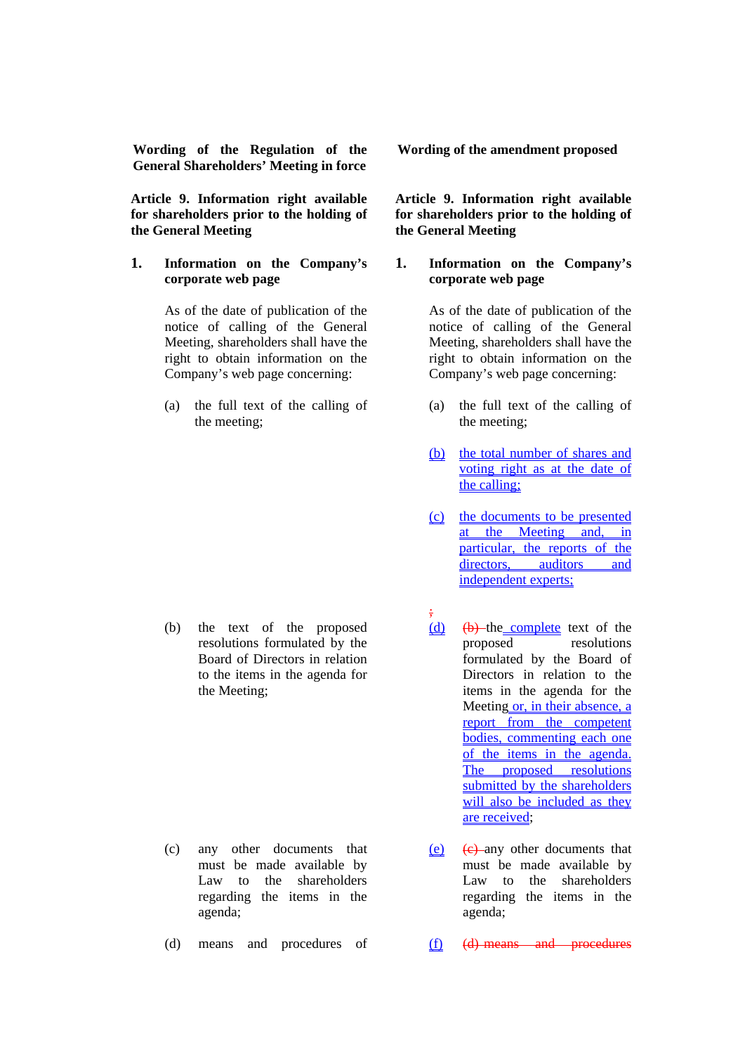| Wording of the Regulation of the General Shareholders' Meeting in force | Wording of the amendment proposed |
|---|---|
| **Article 9. Information right available for shareholders prior to the holding of the General Meeting** | **Article 9. Information right available for shareholders prior to the holding of the General Meeting** |
| **1. Information on the Company's corporate web page** | **1. Information on the Company's corporate web page** |
| As of the date of publication of the notice of calling of the General Meeting, shareholders shall have the right to obtain information on the Company's web page concerning: | As of the date of publication of the notice of calling of the General Meeting, shareholders shall have the right to obtain information on the Company's web page concerning: |
| (a) the full text of the calling of the meeting; | (a) the full text of the calling of the meeting; |
| | (b) the total number of shares and voting right as at the date of the calling; |
| | (c) the documents to be presented at the Meeting and, in particular, the reports of the directors, auditors and independent experts; |
| | ; |
| (b) the text of the proposed resolutions formulated by the Board of Directors in relation to the items in the agenda for the Meeting; | (d) ~~(b)~~ the complete text of the proposed resolutions formulated by the Board of Directors in relation to the items in the agenda for the Meeting or, in their absence, a report from the competent bodies, commenting each one of the items in the agenda. The proposed resolutions submitted by the shareholders will also be included as they are received; |
| (c) any other documents that must be made available by Law to the shareholders regarding the items in the agenda; | (e) ~~(c)~~ any other documents that must be made available by Law to the shareholders regarding the items in the agenda; |
| (d) means and procedures of | (f) ~~(d) means and procedures~~ |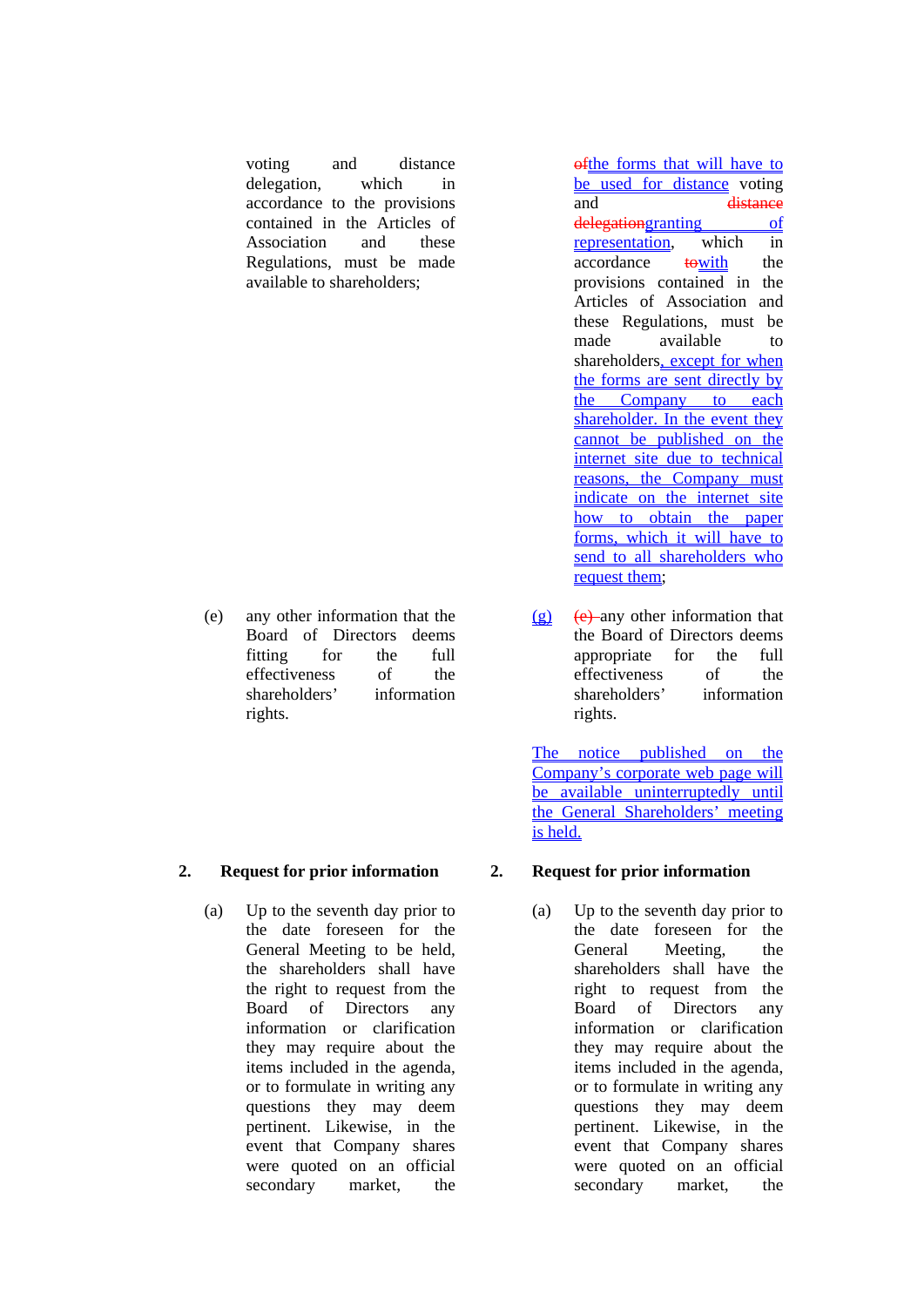| | |
|---|---|
| voting and distance delegation, which in accordance to the provisions contained in the Articles of Association and these Regulations, must be made available to shareholders; | ~~of~~the forms that will have to be used for distance voting and ~~distance delegation~~granting of representation, which in accordance ~~to~~with the provisions contained in the Articles of Association and these Regulations, must be made available to shareholders, except for when the forms are sent directly by the Company to each shareholder. In the event they cannot be published on the internet site due to technical reasons, the Company must indicate on the internet site how to obtain the paper forms, which it will have to send to all shareholders who request them; |
| (e) any other information that the Board of Directors deems fitting for the full effectiveness of the shareholders' information rights. | (g) ~~(e)~~ any other information that the Board of Directors deems appropriate for the full effectiveness of the shareholders' information rights. |
| | The notice published on the Company's corporate web page will be available uninterruptedly until the General Shareholders' meeting is held. |
| **2. Request for prior information** | **2. Request for prior information** |
| (a) Up to the seventh day prior to the date foreseen for the General Meeting to be held, the shareholders shall have the right to request from the Board of Directors any information or clarification they may require about the items included in the agenda, or to formulate in writing any questions they may deem pertinent. Likewise, in the event that Company shares were quoted on an official secondary market, the | (a) Up to the seventh day prior to the date foreseen for the General Meeting, the shareholders shall have the right to request from the Board of Directors any information or clarification they may require about the items included in the agenda, or to formulate in writing any questions they may deem pertinent. Likewise, in the event that Company shares were quoted on an official secondary market, the |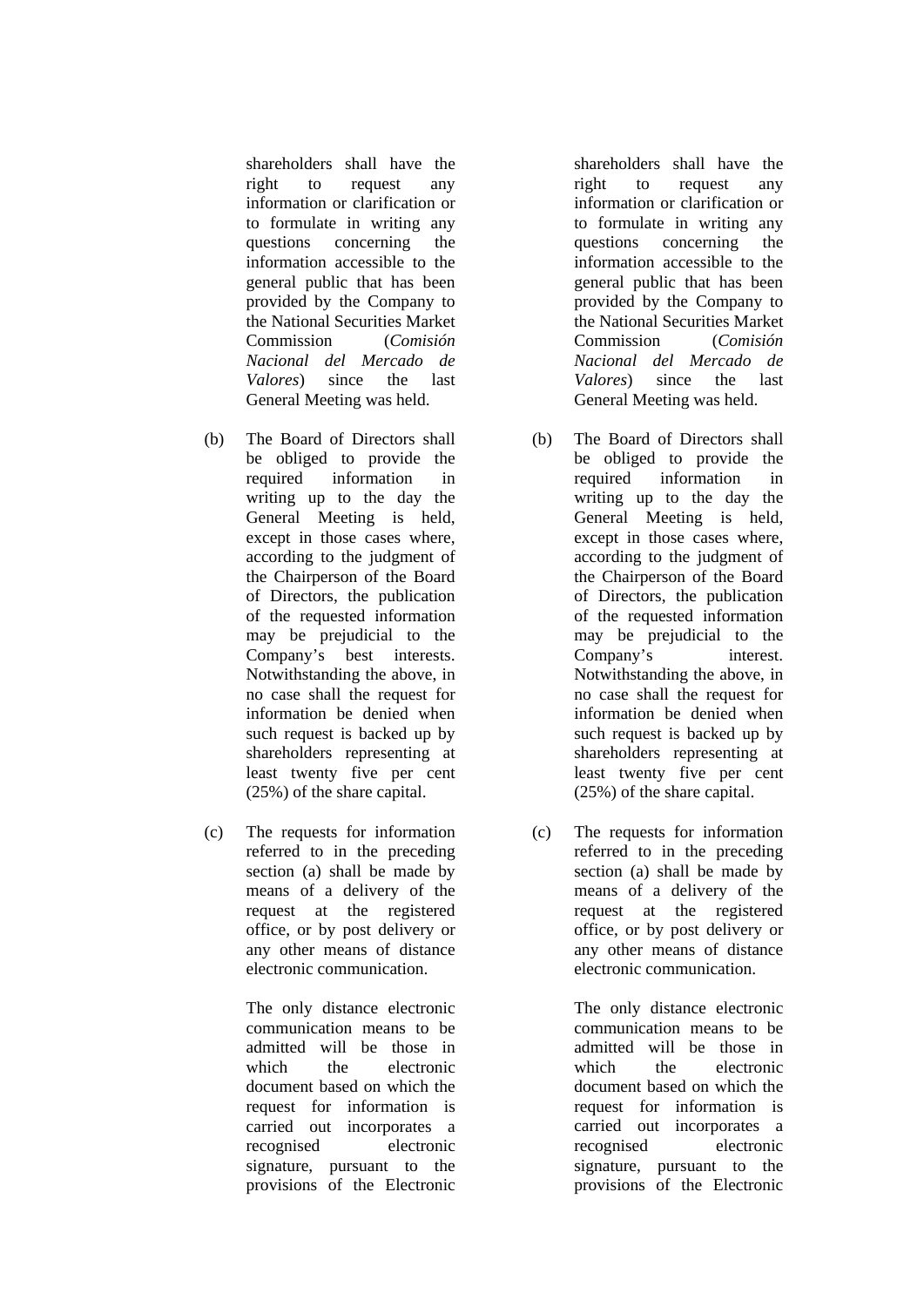shareholders shall have the right to request any information or clarification or to formulate in writing any questions concerning the information accessible to the general public that has been provided by the Company to the National Securities Market Commission (*Comisión Nacional del Mercado de Valores*) since the last General Meeting was held.

(b) The Board of Directors shall be obliged to provide the required information in writing up to the day the General Meeting is held, except in those cases where, according to the judgment of the Chairperson of the Board of Directors, the publication of the requested information may be prejudicial to the Company's best interests. Notwithstanding the above, in no case shall the request for information be denied when such request is backed up by shareholders representing at least twenty five per cent (25%) of the share capital.

(c) The requests for information referred to in the preceding section (a) shall be made by means of a delivery of the request at the registered office, or by post delivery or any other means of distance electronic communication.

The only distance electronic communication means to be admitted will be those in which the electronic document based on which the request for information is carried out incorporates a recognised electronic signature, pursuant to the provisions of the Electronic

shareholders shall have the right to request any information or clarification or to formulate in writing any questions concerning the information accessible to the general public that has been provided by the Company to the National Securities Market Commission (*Comisión Nacional del Mercado de Valores*) since the last General Meeting was held.

(b) The Board of Directors shall be obliged to provide the required information in writing up to the day the General Meeting is held, except in those cases where, according to the judgment of the Chairperson of the Board of Directors, the publication of the requested information may be prejudicial to the Company's interest. Notwithstanding the above, in no case shall the request for information be denied when such request is backed up by shareholders representing at least twenty five per cent (25%) of the share capital.

(c) The requests for information referred to in the preceding section (a) shall be made by means of a delivery of the request at the registered office, or by post delivery or any other means of distance electronic communication.

The only distance electronic communication means to be admitted will be those in which the electronic document based on which the request for information is carried out incorporates a recognised electronic signature, pursuant to the provisions of the Electronic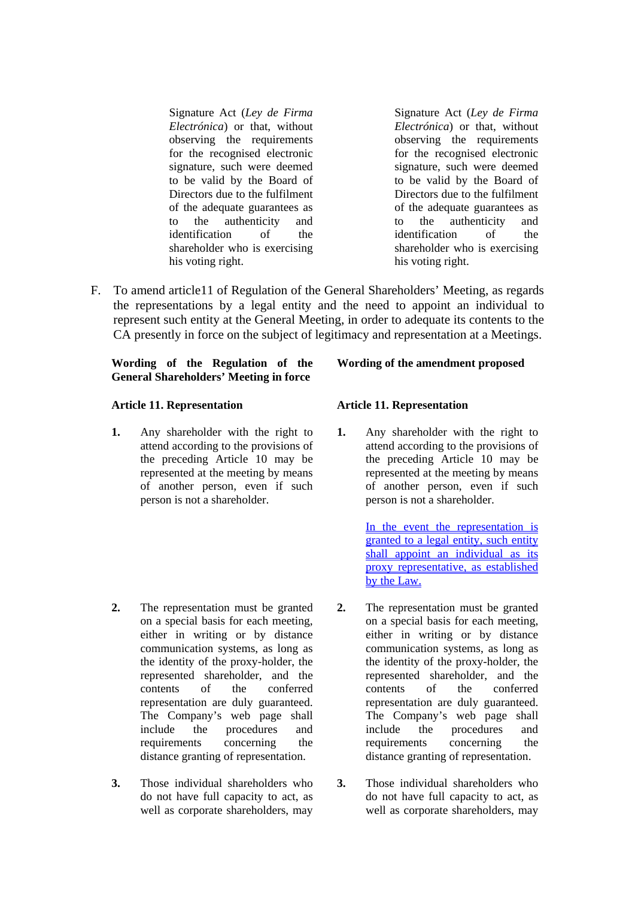| | |
|---|---|
| Signature Act (*Ley de Firma Electrónica*) or that, without observing the requirements for the recognised electronic signature, such were deemed to be valid by the Board of Directors due to the fulfilment of the adequate guarantees as to the authenticity and identification of the shareholder who is exercising his voting right. | Signature Act (*Ley de Firma Electrónica*) or that, without observing the requirements for the recognised electronic signature, such were deemed to be valid by the Board of Directors due to the fulfilment of the adequate guarantees as to the authenticity and identification of the shareholder who is exercising his voting right. |

F. To amend article11 of Regulation of the General Shareholders' Meeting, as regards the representations by a legal entity and the need to appoint an individual to represent such entity at the General Meeting, in order to adequate its contents to the CA presently in force on the subject of legitimacy and representation at a Meetings.

| **Wording of the Regulation of the General Shareholders' Meeting in force** | **Wording of the amendment proposed** |
|---|---|
| **Article 11. Representation** | **Article 11. Representation** |
| **1.** Any shareholder with the right to attend according to the provisions of the preceding Article 10 may be represented at the meeting by means of another person, even if such person is not a shareholder. | **1.** Any shareholder with the right to attend according to the provisions of the preceding Article 10 may be represented at the meeting by means of another person, even if such person is not a shareholder.<br><br><u>In the event the representation is granted to a legal entity, such entity shall appoint an individual as its proxy representative, as established by the Law.</u> |
| **2.** The representation must be granted on a special basis for each meeting, either in writing or by distance communication systems, as long as the identity of the proxy-holder, the represented shareholder, and the contents of the conferred representation are duly guaranteed. The Company's web page shall include the procedures and requirements concerning the distance granting of representation. | **2.** The representation must be granted on a special basis for each meeting, either in writing or by distance communication systems, as long as the identity of the proxy-holder, the represented shareholder, and the contents of the conferred representation are duly guaranteed. The Company's web page shall include the procedures and requirements concerning the distance granting of representation. |
| **3.** Those individual shareholders who do not have full capacity to act, as well as corporate shareholders, may | **3.** Those individual shareholders who do not have full capacity to act, as well as corporate shareholders, may |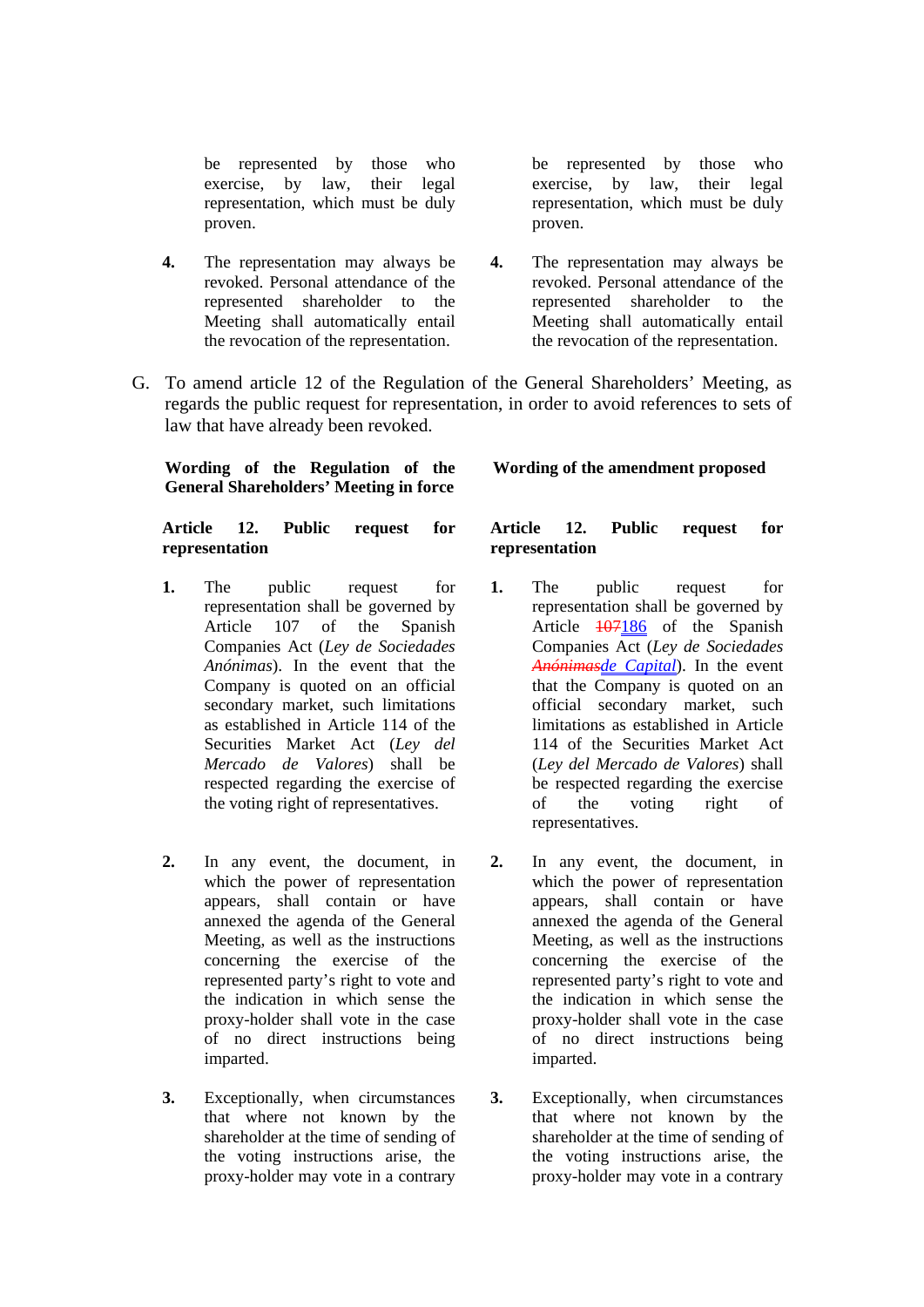| Wording of the Regulation of the General Shareholders' Meeting in force | Wording of the amendment proposed |
|---|---|
| be represented by those who exercise, by law, their legal representation, which must be duly proven. | be represented by those who exercise, by law, their legal representation, which must be duly proven. |
| **4.** The representation may always be revoked. Personal attendance of the represented shareholder to the Meeting shall automatically entail the revocation of the representation. | **4.** The representation may always be revoked. Personal attendance of the represented shareholder to the Meeting shall automatically entail the revocation of the representation. |

G. To amend article 12 of the Regulation of the General Shareholders' Meeting, as regards the public request for representation, in order to avoid references to sets of law that have already been revoked.

| **Wording of the Regulation of the General Shareholders' Meeting in force** | **Wording of the amendment proposed** |
|---|---|
| **Article 12. Public request for representation** | **Article 12. Public request for representation** |
| **1.** The public request for representation shall be governed by Article 107 of the Spanish Companies Act (*Ley de Sociedades Anónimas*). In the event that the Company is quoted on an official secondary market, such limitations as established in Article 114 of the Securities Market Act (*Ley del Mercado de Valores*) shall be respected regarding the exercise of the voting right of representatives. | **1.** The public request for representation shall be governed by Article ~~107~~186 of the Spanish Companies Act (*Ley de Sociedades ~~Anónimas~~de Capital*). In the event that the Company is quoted on an official secondary market, such limitations as established in Article 114 of the Securities Market Act (*Ley del Mercado de Valores*) shall be respected regarding the exercise of the voting right of representatives. |
| **2.** In any event, the document, in which the power of representation appears, shall contain or have annexed the agenda of the General Meeting, as well as the instructions concerning the exercise of the represented party's right to vote and the indication in which sense the proxy-holder shall vote in the case of no direct instructions being imparted. | **2.** In any event, the document, in which the power of representation appears, shall contain or have annexed the agenda of the General Meeting, as well as the instructions concerning the exercise of the represented party's right to vote and the indication in which sense the proxy-holder shall vote in the case of no direct instructions being imparted. |
| **3.** Exceptionally, when circumstances that where not known by the shareholder at the time of sending of the voting instructions arise, the proxy-holder may vote in a contrary | **3.** Exceptionally, when circumstances that where not known by the shareholder at the time of sending of the voting instructions arise, the proxy-holder may vote in a contrary |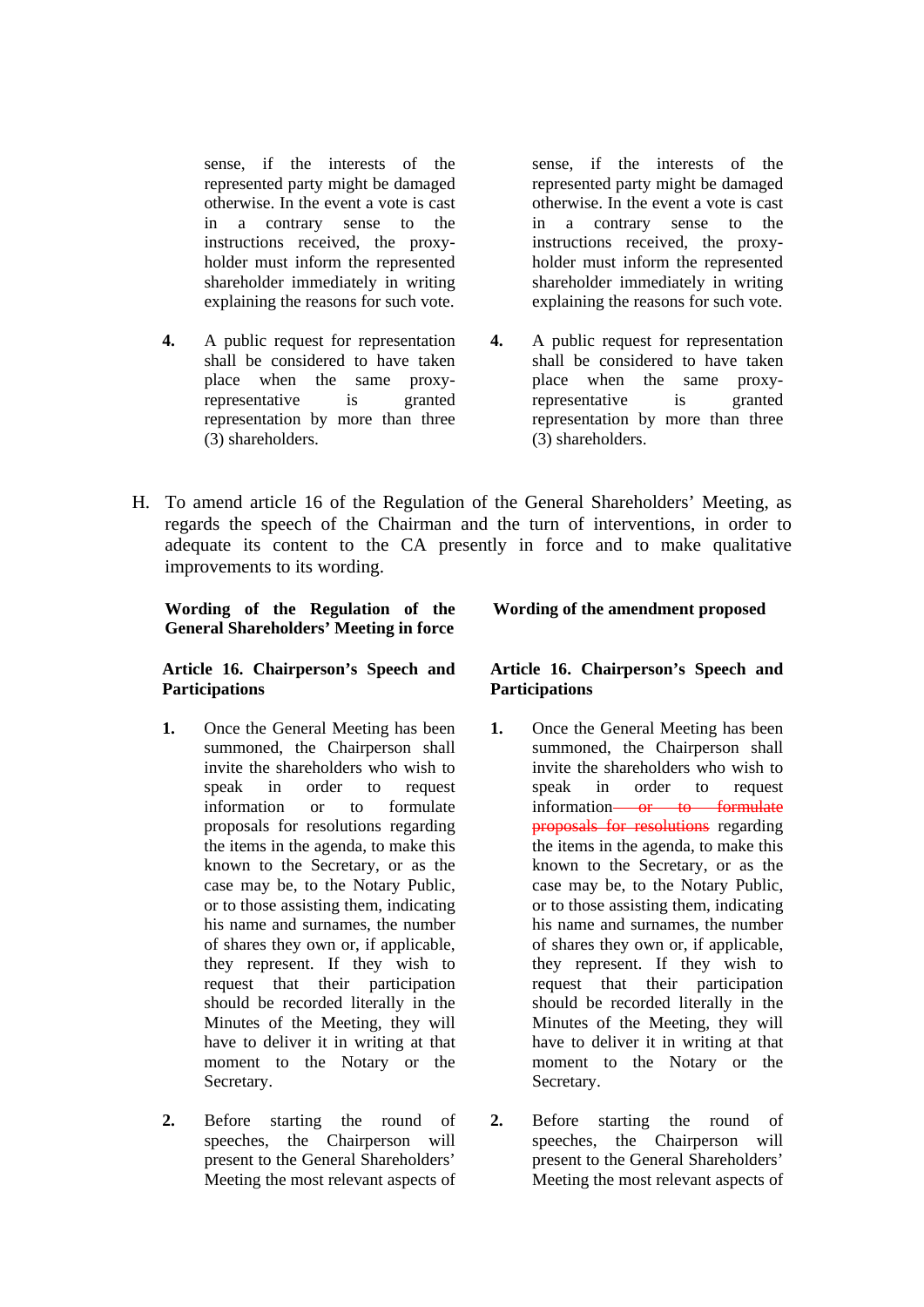| | |
|---|---|
| sense, if the interests of the represented party might be damaged otherwise. In the event a vote is cast in a contrary sense to the instructions received, the proxy-holder must inform the represented shareholder immediately in writing explaining the reasons for such vote. | sense, if the interests of the represented party might be damaged otherwise. In the event a vote is cast in a contrary sense to the instructions received, the proxy-holder must inform the represented shareholder immediately in writing explaining the reasons for such vote. |
| **4.** A public request for representation shall be considered to have taken place when the same proxy-representative is granted representation by more than three (3) shareholders. | **4.** A public request for representation shall be considered to have taken place when the same proxy-representative is granted representation by more than three (3) shareholders. |

H. To amend article 16 of the Regulation of the General Shareholders' Meeting, as regards the speech of the Chairman and the turn of interventions, in order to adequate its content to the CA presently in force and to make qualitative improvements to its wording.

| **Wording of the Regulation of the General Shareholders' Meeting in force** | **Wording of the amendment proposed** |
|---|---|
| **Article 16. Chairperson's Speech and Participations** | **Article 16. Chairperson's Speech and Participations** |
| **1.** Once the General Meeting has been summoned, the Chairperson shall invite the shareholders who wish to speak in order to request information or to formulate proposals for resolutions regarding the items in the agenda, to make this known to the Secretary, or as the case may be, to the Notary Public, or to those assisting them, indicating his name and surnames, the number of shares they own or, if applicable, they represent. If they wish to request that their participation should be recorded literally in the Minutes of the Meeting, they will have to deliver it in writing at that moment to the Notary or the Secretary. | **1.** Once the General Meeting has been summoned, the Chairperson shall invite the shareholders who wish to speak in order to request information ~~or to formulate proposals for resolutions~~ regarding the items in the agenda, to make this known to the Secretary, or as the case may be, to the Notary Public, or to those assisting them, indicating his name and surnames, the number of shares they own or, if applicable, they represent. If they wish to request that their participation should be recorded literally in the Minutes of the Meeting, they will have to deliver it in writing at that moment to the Notary or the Secretary. |
| **2.** Before starting the round of speeches, the Chairperson will present to the General Shareholders' Meeting the most relevant aspects of | **2.** Before starting the round of speeches, the Chairperson will present to the General Shareholders' Meeting the most relevant aspects of |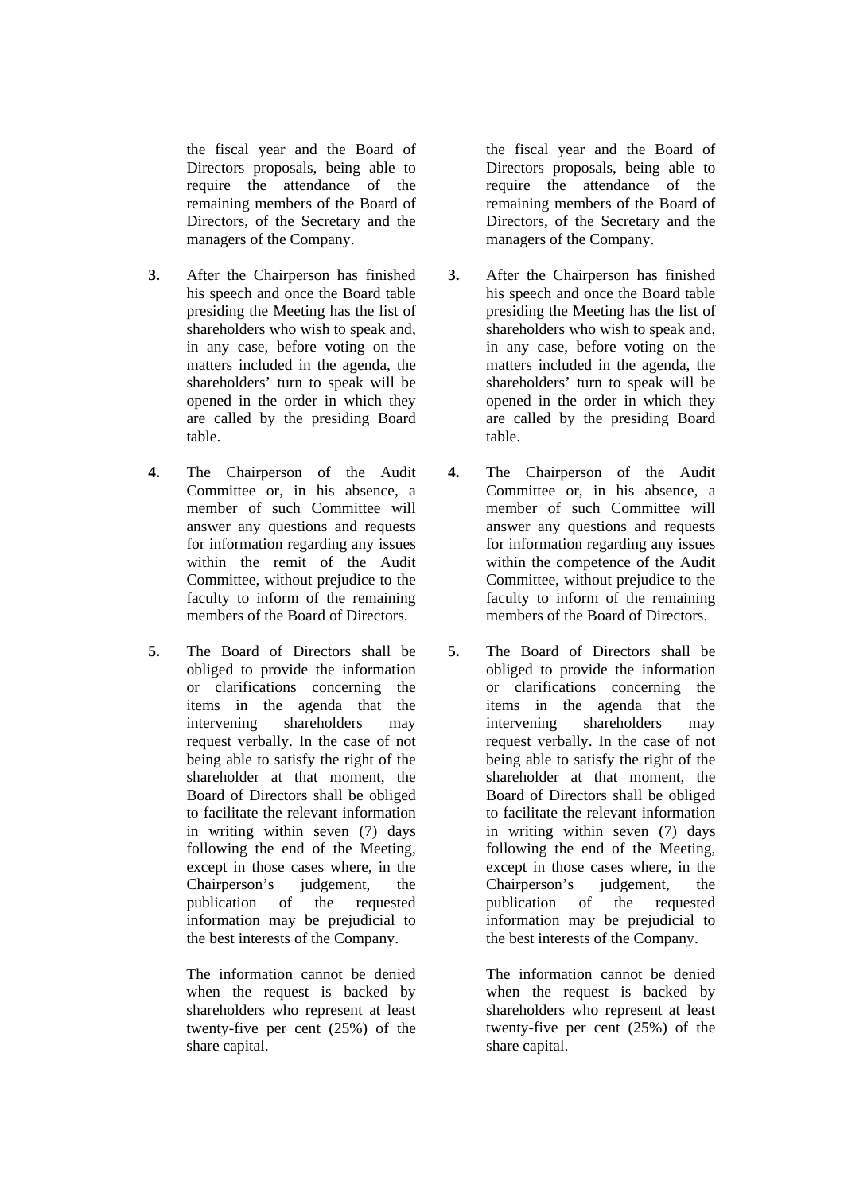the fiscal year and the Board of Directors proposals, being able to require the attendance of the remaining members of the Board of Directors, of the Secretary and the managers of the Company.

**3.** After the Chairperson has finished his speech and once the Board table presiding the Meeting has the list of shareholders who wish to speak and, in any case, before voting on the matters included in the agenda, the shareholders' turn to speak will be opened in the order in which they are called by the presiding Board table.

**4.** The Chairperson of the Audit Committee or, in his absence, a member of such Committee will answer any questions and requests for information regarding any issues within the remit of the Audit Committee, without prejudice to the faculty to inform of the remaining members of the Board of Directors.

**5.** The Board of Directors shall be obliged to provide the information or clarifications concerning the items in the agenda that the intervening shareholders may request verbally. In the case of not being able to satisfy the right of the shareholder at that moment, the Board of Directors shall be obliged to facilitate the relevant information in writing within seven (7) days following the end of the Meeting, except in those cases where, in the Chairperson's judgement, the publication of the requested information may be prejudicial to the best interests of the Company.

The information cannot be denied when the request is backed by shareholders who represent at least twenty-five per cent (25%) of the share capital.

the fiscal year and the Board of Directors proposals, being able to require the attendance of the remaining members of the Board of Directors, of the Secretary and the managers of the Company.

**3.** After the Chairperson has finished his speech and once the Board table presiding the Meeting has the list of shareholders who wish to speak and, in any case, before voting on the matters included in the agenda, the shareholders' turn to speak will be opened in the order in which they are called by the presiding Board table.

**4.** The Chairperson of the Audit Committee or, in his absence, a member of such Committee will answer any questions and requests for information regarding any issues within the competence of the Audit Committee, without prejudice to the faculty to inform of the remaining members of the Board of Directors.

**5.** The Board of Directors shall be obliged to provide the information or clarifications concerning the items in the agenda that the intervening shareholders may request verbally. In the case of not being able to satisfy the right of the shareholder at that moment, the Board of Directors shall be obliged to facilitate the relevant information in writing within seven (7) days following the end of the Meeting, except in those cases where, in the Chairperson's judgement, the publication of the requested information may be prejudicial to the best interests of the Company.

The information cannot be denied when the request is backed by shareholders who represent at least twenty-five per cent (25%) of the share capital.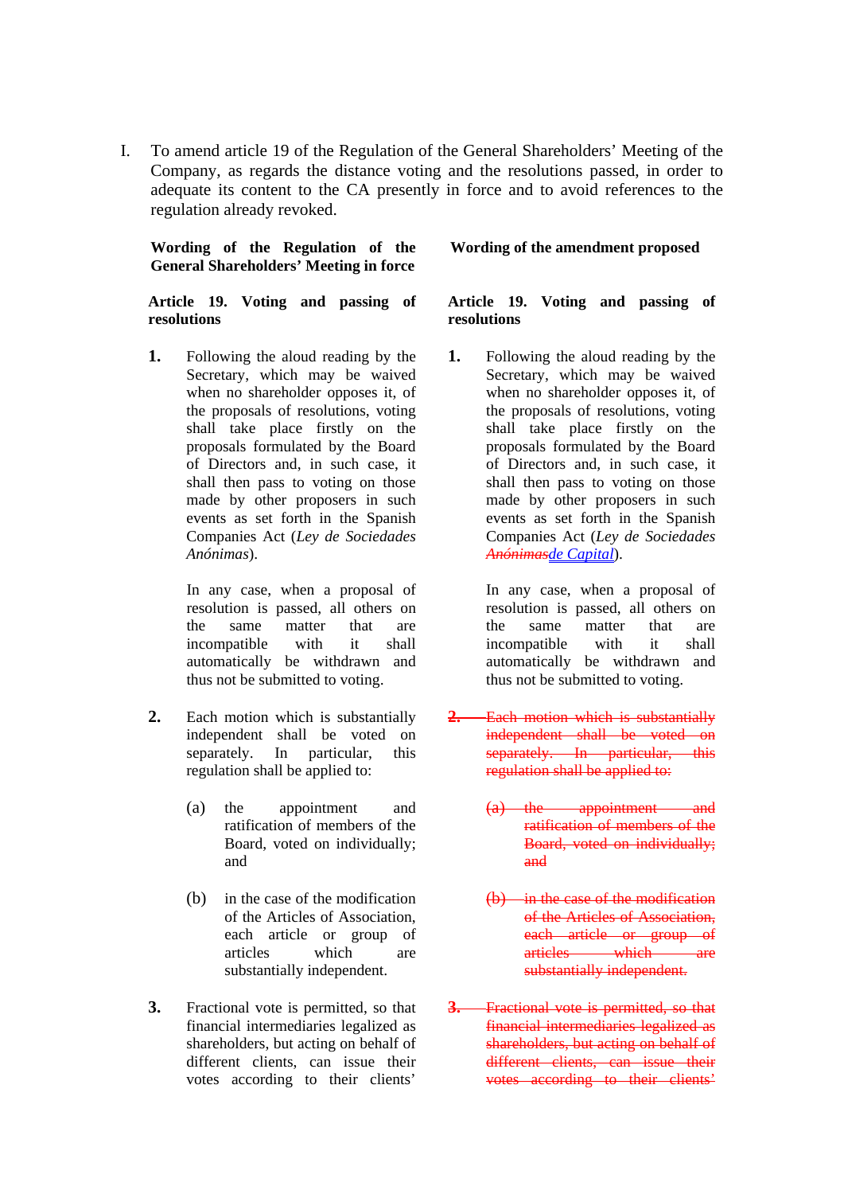I. To amend article 19 of the Regulation of the General Shareholders' Meeting of the Company, as regards the distance voting and the resolutions passed, in order to adequate its content to the CA presently in force and to avoid references to the regulation already revoked.

| **Wording of the Regulation of the General Shareholders' Meeting in force** | **Wording of the amendment proposed** |
|---|---|
| **Article 19. Voting and passing of resolutions** | **Article 19. Voting and passing of resolutions** |
| **1.** Following the aloud reading by the Secretary, which may be waived when no shareholder opposes it, of the proposals of resolutions, voting shall take place firstly on the proposals formulated by the Board of Directors and, in such case, it shall then pass to voting on those made by other proposers in such events as set forth in the Spanish Companies Act (*Ley de Sociedades Anónimas*). | **1.** Following the aloud reading by the Secretary, which may be waived when no shareholder opposes it, of the proposals of resolutions, voting shall take place firstly on the proposals formulated by the Board of Directors and, in such case, it shall then pass to voting on those made by other proposers in such events as set forth in the Spanish Companies Act (*Ley de Sociedades ~~Anónimas~~de Capital*). |
| In any case, when a proposal of resolution is passed, all others on the same matter that are incompatible with it shall automatically be withdrawn and thus not be submitted to voting. | In any case, when a proposal of resolution is passed, all others on the same matter that are incompatible with it shall automatically be withdrawn and thus not be submitted to voting. |
| **2.** Each motion which is substantially independent shall be voted on separately. In particular, this regulation shall be applied to: | ~~2. Each motion which is substantially independent shall be voted on separately. In particular, this regulation shall be applied to:~~ |
| (a) the appointment and ratification of members of the Board, voted on individually; and | ~~(a) the appointment and ratification of members of the Board, voted on individually; and~~ |
| (b) in the case of the modification of the Articles of Association, each article or group of articles which are substantially independent. | ~~(b) in the case of the modification of the Articles of Association, each article or group of articles which are substantially independent.~~ |
| **3.** Fractional vote is permitted, so that financial intermediaries legalized as shareholders, but acting on behalf of different clients, can issue their votes according to their clients' | ~~3. Fractional vote is permitted, so that financial intermediaries legalized as shareholders, but acting on behalf of different clients, can issue their votes according to their clients'~~ |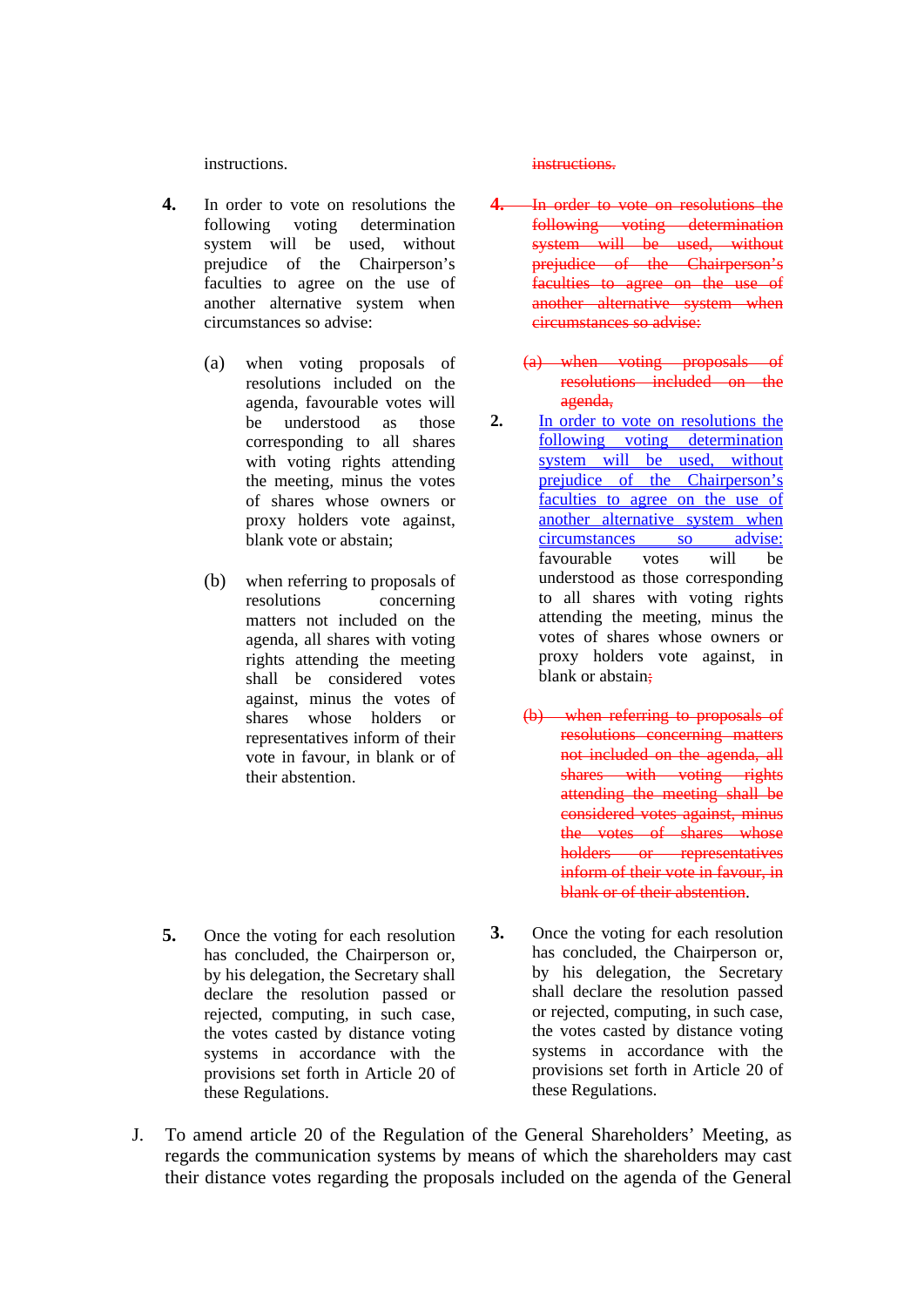| | |
|---|---|
| instructions. | ~~instructions.~~ |
| **4.** In order to vote on resolutions the following voting determination system will be used, without prejudice of the Chairperson's faculties to agree on the use of another alternative system when circumstances so advise: | ~~**4.** In order to vote on resolutions the following voting determination system will be used, without prejudice of the Chairperson's faculties to agree on the use of another alternative system when circumstances so advise:~~ |
| (a) when voting proposals of resolutions included on the agenda, favourable votes will be understood as those corresponding to all shares with voting rights attending the meeting, minus the votes of shares whose owners or proxy holders vote against, blank vote or abstain; | ~~(a) when voting proposals of resolutions included on the agenda,~~ **2.** <u>In order to vote on resolutions the following voting determination system will be used, without prejudice of the Chairperson's faculties to agree on the use of another alternative system when circumstances so advise:</u> favourable votes will be understood as those corresponding to all shares with voting rights attending the meeting, minus the votes of shares whose owners or proxy holders vote against, in blank or abstain~~;~~ |
| (b) when referring to proposals of resolutions concerning matters not included on the agenda, all shares with voting rights attending the meeting shall be considered votes against, minus the votes of shares whose holders or representatives inform of their vote in favour, in blank or of their abstention. | ~~(b) when referring to proposals of resolutions concerning matters not included on the agenda, all shares with voting rights attending the meeting shall be considered votes against, minus the votes of shares whose holders or representatives inform of their vote in favour, in blank or of their abstention~~. |
| **5.** Once the voting for each resolution has concluded, the Chairperson or, by his delegation, the Secretary shall declare the resolution passed or rejected, computing, in such case, the votes casted by distance voting systems in accordance with the provisions set forth in Article 20 of these Regulations. | **3.** Once the voting for each resolution has concluded, the Chairperson or, by his delegation, the Secretary shall declare the resolution passed or rejected, computing, in such case, the votes casted by distance voting systems in accordance with the provisions set forth in Article 20 of these Regulations. |

J. To amend article 20 of the Regulation of the General Shareholders' Meeting, as regards the communication systems by means of which the shareholders may cast their distance votes regarding the proposals included on the agenda of the General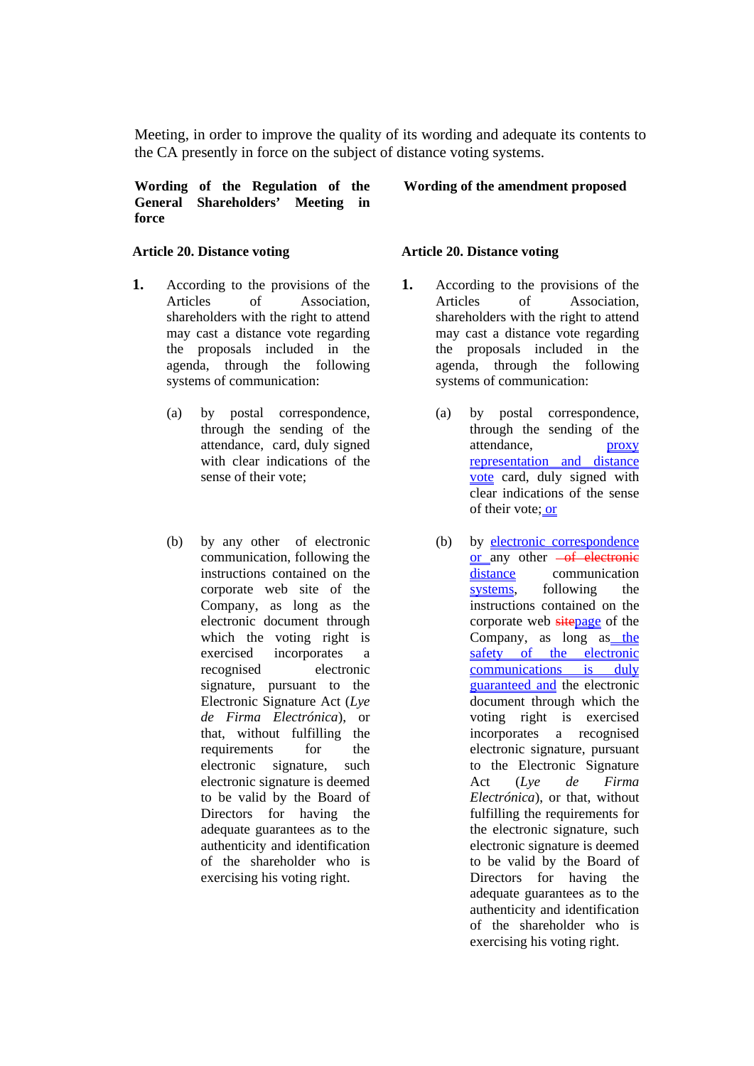Meeting, in order to improve the quality of its wording and adequate its contents to the CA presently in force on the subject of distance voting systems.

| **Wording of the Regulation of the General Shareholders' Meeting in force** | **Wording of the amendment proposed** |
|---|---|
| **Article 20. Distance voting** | **Article 20. Distance voting** |
| **1.** According to the provisions of the Articles of Association, shareholders with the right to attend may cast a distance vote regarding the proposals included in the agenda, through the following systems of communication: | **1.** According to the provisions of the Articles of Association, shareholders with the right to attend may cast a distance vote regarding the proposals included in the agenda, through the following systems of communication: |
| (a) by postal correspondence, through the sending of the attendance, card, duly signed with clear indications of the sense of their vote; | (a) by postal correspondence, through the sending of the attendance, proxy representation and distance vote card, duly signed with clear indications of the sense of their vote; or |
| (b) by any other of electronic communication, following the instructions contained on the corporate web site of the Company, as long as the electronic document through which the voting right is exercised incorporates a recognised electronic signature, pursuant to the Electronic Signature Act (*Lye de Firma Electrónica*), or that, without fulfilling the requirements for the electronic signature, such electronic signature is deemed to be valid by the Board of Directors for having the adequate guarantees as to the authenticity and identification of the shareholder who is exercising his voting right. | (b) by electronic correspondence or any other ~~of electronic~~ distance communication systems, following the instructions contained on the corporate web ~~site~~page of the Company, as long as the safety of the electronic communications is duly guaranteed and the electronic document through which the voting right is exercised incorporates a recognised electronic signature, pursuant to the Electronic Signature Act (*Lye de Firma Electrónica*), or that, without fulfilling the requirements for the electronic signature, such electronic signature is deemed to be valid by the Board of Directors for having the adequate guarantees as to the authenticity and identification of the shareholder who is exercising his voting right. |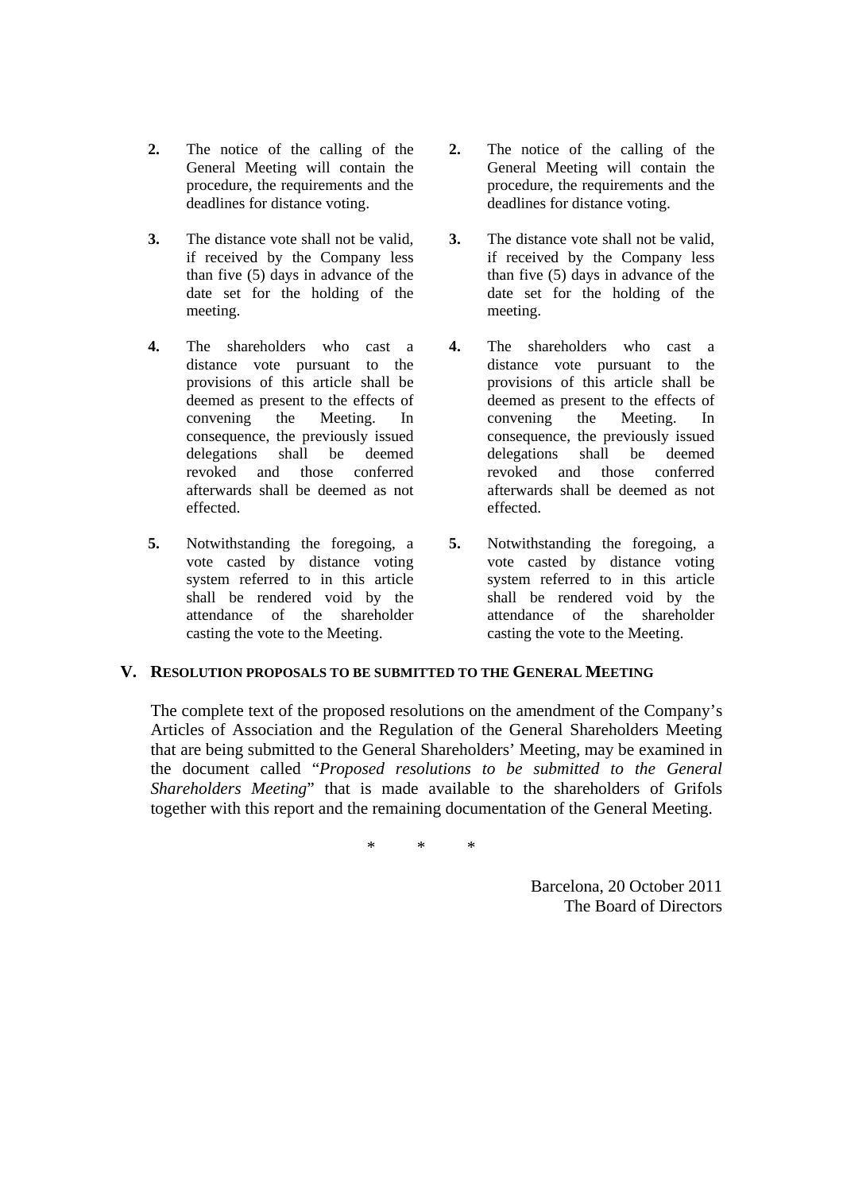| | |
|---|---|
| **2.** The notice of the calling of the General Meeting will contain the procedure, the requirements and the deadlines for distance voting. | **2.** The notice of the calling of the General Meeting will contain the procedure, the requirements and the deadlines for distance voting. |
| **3.** The distance vote shall not be valid, if received by the Company less than five (5) days in advance of the date set for the holding of the meeting. | **3.** The distance vote shall not be valid, if received by the Company less than five (5) days in advance of the date set for the holding of the meeting. |
| **4.** The shareholders who cast a distance vote pursuant to the provisions of this article shall be deemed as present to the effects of convening the Meeting. In consequence, the previously issued delegations shall be deemed revoked and those conferred afterwards shall be deemed as not effected. | **4.** The shareholders who cast a distance vote pursuant to the provisions of this article shall be deemed as present to the effects of convening the Meeting. In consequence, the previously issued delegations shall be deemed revoked and those conferred afterwards shall be deemed as not effected. |
| **5.** Notwithstanding the foregoing, a vote casted by distance voting system referred to in this article shall be rendered void by the attendance of the shareholder casting the vote to the Meeting. | **5.** Notwithstanding the foregoing, a vote casted by distance voting system referred to in this article shall be rendered void by the attendance of the shareholder casting the vote to the Meeting. |

## V. RESOLUTION PROPOSALS TO BE SUBMITTED TO THE GENERAL MEETING

The complete text of the proposed resolutions on the amendment of the Company's Articles of Association and the Regulation of the General Shareholders Meeting that are being submitted to the General Shareholders' Meeting, may be examined in the document called "*Proposed resolutions to be submitted to the General Shareholders Meeting*" that is made available to the shareholders of Grifols together with this report and the remaining documentation of the General Meeting.

\*     \*     \*

Barcelona, 20 October 2011
The Board of Directors